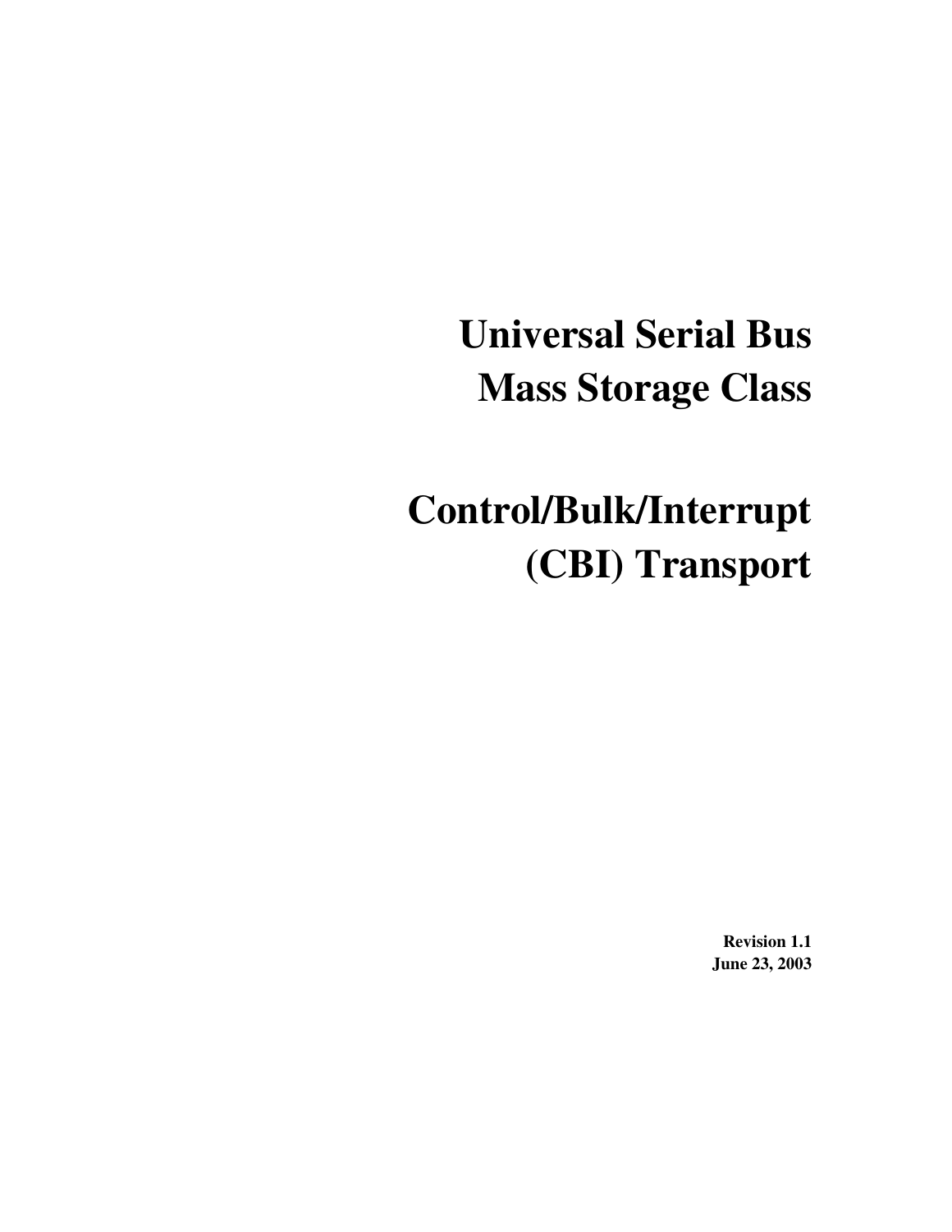# Universal Serial Bus
# Mass Storage Class

# Control/Bulk/Interrupt (CBI) Transport

**Revision 1.1**
**June 23, 2003**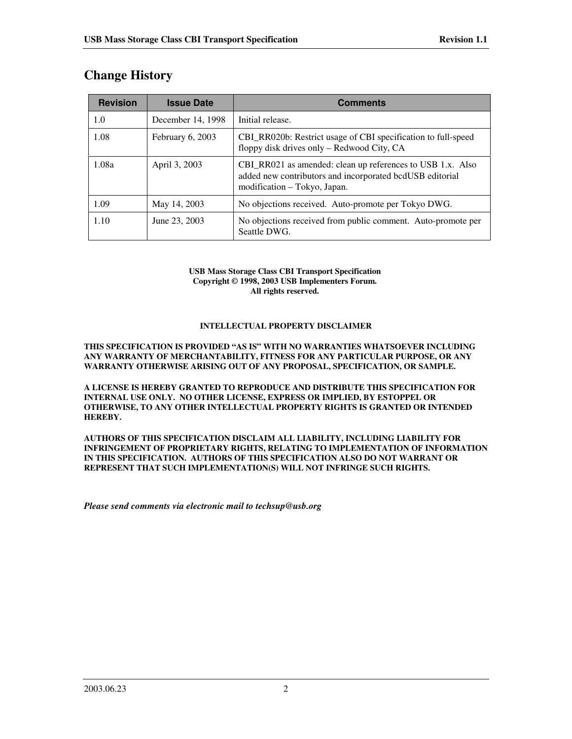# Change History

| Revision | Issue Date | Comments |
| --- | --- | --- |
| 1.0 | December 14, 1998 | Initial release. |
| 1.08 | February 6, 2003 | CBI_RR020b: Restrict usage of CBI specification to full-speed floppy disk drives only – Redwood City, CA |
| 1.08a | April 3, 2003 | CBI_RR021 as amended: clean up references to USB 1.x. Also added new contributors and incorporated bcdUSB editorial modification – Tokyo, Japan. |
| 1.09 | May 14, 2003 | No objections received. Auto-promote per Tokyo DWG. |
| 1.10 | June 23, 2003 | No objections received from public comment. Auto-promote per Seattle DWG. |

**USB Mass Storage Class CBI Transport Specification**
**Copyright © 1998, 2003 USB Implementers Forum.**
**All rights reserved.**

**INTELLECTUAL PROPERTY DISCLAIMER**

**THIS SPECIFICATION IS PROVIDED "AS IS" WITH NO WARRANTIES WHATSOEVER INCLUDING ANY WARRANTY OF MERCHANTABILITY, FITNESS FOR ANY PARTICULAR PURPOSE, OR ANY WARRANTY OTHERWISE ARISING OUT OF ANY PROPOSAL, SPECIFICATION, OR SAMPLE.**

**A LICENSE IS HEREBY GRANTED TO REPRODUCE AND DISTRIBUTE THIS SPECIFICATION FOR INTERNAL USE ONLY. NO OTHER LICENSE, EXPRESS OR IMPLIED, BY ESTOPPEL OR OTHERWISE, TO ANY OTHER INTELLECTUAL PROPERTY RIGHTS IS GRANTED OR INTENDED HEREBY.**

**AUTHORS OF THIS SPECIFICATION DISCLAIM ALL LIABILITY, INCLUDING LIABILITY FOR INFRINGEMENT OF PROPRIETARY RIGHTS, RELATING TO IMPLEMENTATION OF INFORMATION IN THIS SPECIFICATION. AUTHORS OF THIS SPECIFICATION ALSO DO NOT WARRANT OR REPRESENT THAT SUCH IMPLEMENTATION(S) WILL NOT INFRINGE SUCH RIGHTS.**

***Please send comments via electronic mail to techsup@usb.org***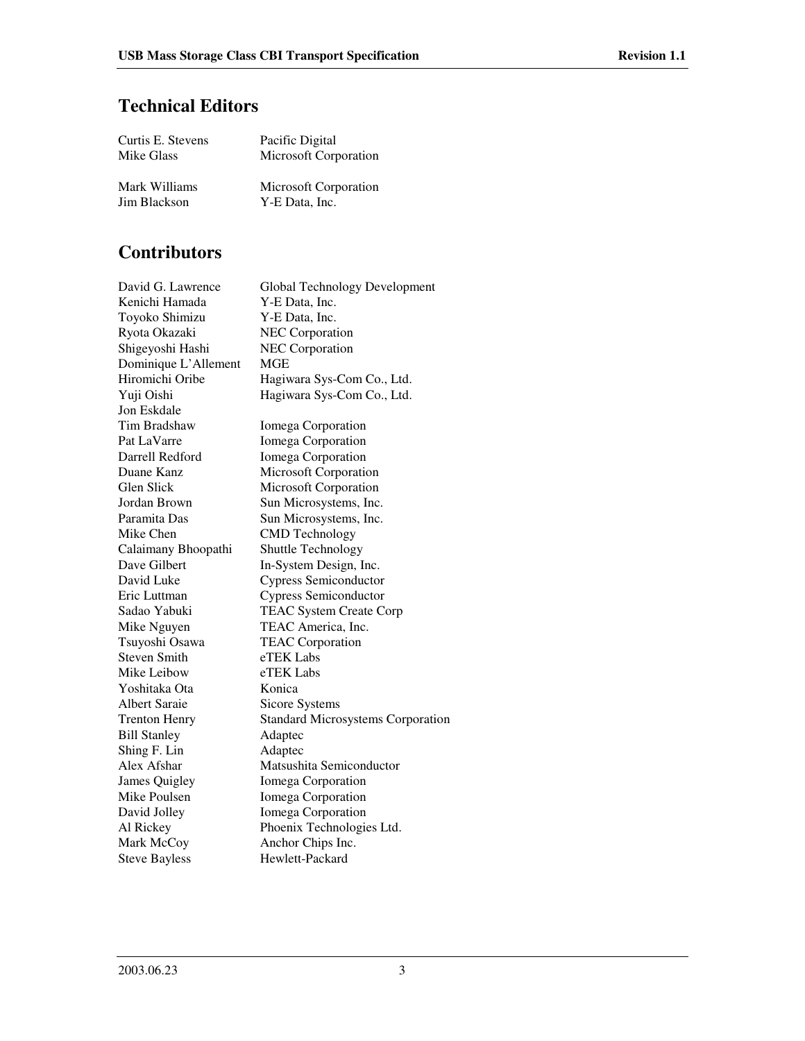## Technical Editors

| | |
|---|---|
| Curtis E. Stevens | Pacific Digital |
| Mike Glass | Microsoft Corporation |
| Mark Williams | Microsoft Corporation |
| Jim Blackson | Y-E Data, Inc. |

## Contributors

| | |
|---|---|
| David G. Lawrence | Global Technology Development |
| Kenichi Hamada | Y-E Data, Inc. |
| Toyoko Shimizu | Y-E Data, Inc. |
| Ryota Okazaki | NEC Corporation |
| Shigeyoshi Hashi | NEC Corporation |
| Dominique L'Allement | MGE |
| Hiromichi Oribe | Hagiwara Sys-Com Co., Ltd. |
| Yuji Oishi | Hagiwara Sys-Com Co., Ltd. |
| Jon Eskdale | |
| Tim Bradshaw | Iomega Corporation |
| Pat LaVarre | Iomega Corporation |
| Darrell Redford | Iomega Corporation |
| Duane Kanz | Microsoft Corporation |
| Glen Slick | Microsoft Corporation |
| Jordan Brown | Sun Microsystems, Inc. |
| Paramita Das | Sun Microsystems, Inc. |
| Mike Chen | CMD Technology |
| Calaimany Bhoopathi | Shuttle Technology |
| Dave Gilbert | In-System Design, Inc. |
| David Luke | Cypress Semiconductor |
| Eric Luttman | Cypress Semiconductor |
| Sadao Yabuki | TEAC System Create Corp |
| Mike Nguyen | TEAC America, Inc. |
| Tsuyoshi Osawa | TEAC Corporation |
| Steven Smith | eTEK Labs |
| Mike Leibow | eTEK Labs |
| Yoshitaka Ota | Konica |
| Albert Saraie | Sicore Systems |
| Trenton Henry | Standard Microsystems Corporation |
| Bill Stanley | Adaptec |
| Shing F. Lin | Adaptec |
| Alex Afshar | Matsushita Semiconductor |
| James Quigley | Iomega Corporation |
| Mike Poulsen | Iomega Corporation |
| David Jolley | Iomega Corporation |
| Al Rickey | Phoenix Technologies Ltd. |
| Mark McCoy | Anchor Chips Inc. |
| Steve Bayless | Hewlett-Packard |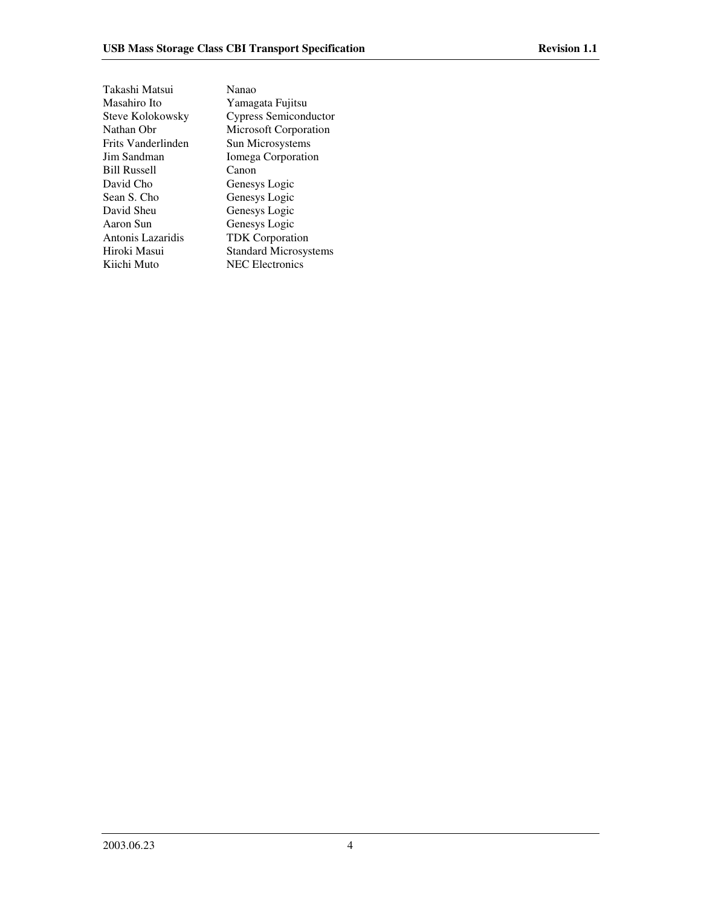| | |
|---|---|
| Takashi Matsui | Nanao |
| Masahiro Ito | Yamagata Fujitsu |
| Steve Kolokowsky | Cypress Semiconductor |
| Nathan Obr | Microsoft Corporation |
| Frits Vanderlinden | Sun Microsystems |
| Jim Sandman | Iomega Corporation |
| Bill Russell | Canon |
| David Cho | Genesys Logic |
| Sean S. Cho | Genesys Logic |
| David Sheu | Genesys Logic |
| Aaron Sun | Genesys Logic |
| Antonis Lazaridis | TDK Corporation |
| Hiroki Masui | Standard Microsystems |
| Kiichi Muto | NEC Electronics |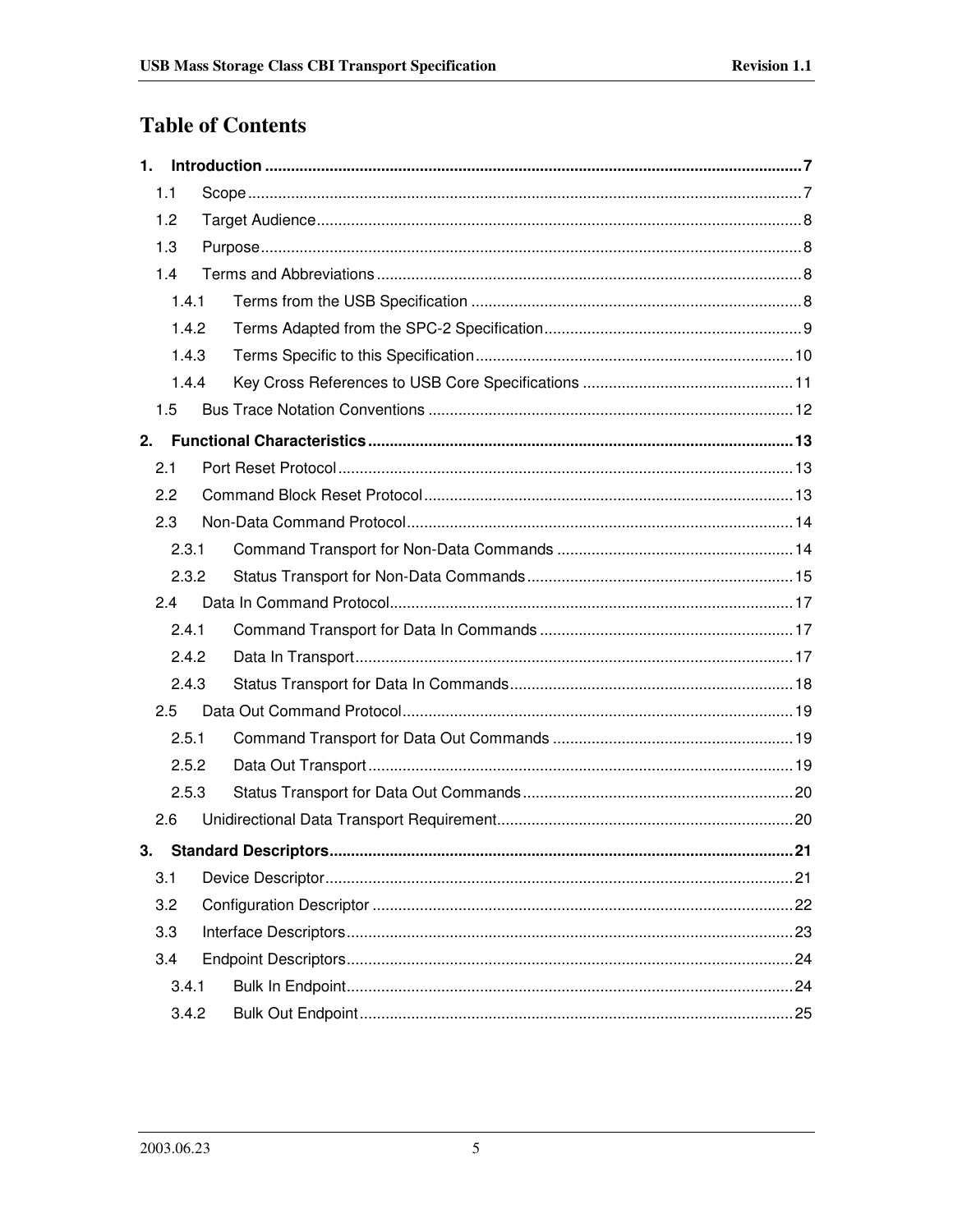# Table of Contents

**1. Introduction ............................................................ 7**

- 1.1 Scope ............................................................ 7
- 1.2 Target Audience ............................................................ 8
- 1.3 Purpose ............................................................ 8
- 1.4 Terms and Abbreviations ............................................................ 8
  - 1.4.1 Terms from the USB Specification ............................................................ 8
  - 1.4.2 Terms Adapted from the SPC-2 Specification ............................................................ 9
  - 1.4.3 Terms Specific to this Specification ............................................................ 10
  - 1.4.4 Key Cross References to USB Core Specifications ............................................................ 11
- 1.5 Bus Trace Notation Conventions ............................................................ 12

**2. Functional Characteristics ............................................................ 13**

- 2.1 Port Reset Protocol ............................................................ 13
- 2.2 Command Block Reset Protocol ............................................................ 13
- 2.3 Non-Data Command Protocol ............................................................ 14
  - 2.3.1 Command Transport for Non-Data Commands ............................................................ 14
  - 2.3.2 Status Transport for Non-Data Commands ............................................................ 15
- 2.4 Data In Command Protocol ............................................................ 17
  - 2.4.1 Command Transport for Data In Commands ............................................................ 17
  - 2.4.2 Data In Transport ............................................................ 17
  - 2.4.3 Status Transport for Data In Commands ............................................................ 18
- 2.5 Data Out Command Protocol ............................................................ 19
  - 2.5.1 Command Transport for Data Out Commands ............................................................ 19
  - 2.5.2 Data Out Transport ............................................................ 19
  - 2.5.3 Status Transport for Data Out Commands ............................................................ 20
- 2.6 Unidirectional Data Transport Requirement ............................................................ 20

**3. Standard Descriptors ............................................................ 21**

- 3.1 Device Descriptor ............................................................ 21
- 3.2 Configuration Descriptor ............................................................ 22
- 3.3 Interface Descriptors ............................................................ 23
- 3.4 Endpoint Descriptors ............................................................ 24
  - 3.4.1 Bulk In Endpoint ............................................................ 24
  - 3.4.2 Bulk Out Endpoint ............................................................ 25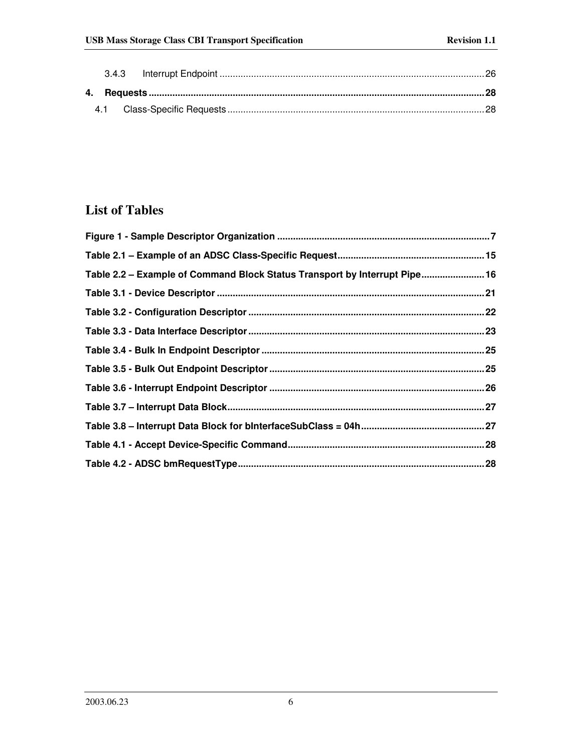3.4.3 Interrupt Endpoint .......... 26

**4. Requests .......... 28**

4.1 Class-Specific Requests .......... 28

## List of Tables

**Figure 1 - Sample Descriptor Organization .......... 7**

**Table 2.1 – Example of an ADSC Class-Specific Request .......... 15**

**Table 2.2 – Example of Command Block Status Transport by Interrupt Pipe .......... 16**

**Table 3.1 - Device Descriptor .......... 21**

**Table 3.2 - Configuration Descriptor .......... 22**

**Table 3.3 - Data Interface Descriptor .......... 23**

**Table 3.4 - Bulk In Endpoint Descriptor .......... 25**

**Table 3.5 - Bulk Out Endpoint Descriptor .......... 25**

**Table 3.6 - Interrupt Endpoint Descriptor .......... 26**

**Table 3.7 – Interrupt Data Block .......... 27**

**Table 3.8 – Interrupt Data Block for bInterfaceSubClass = 04h .......... 27**

**Table 4.1 - Accept Device-Specific Command .......... 28**

**Table 4.2 - ADSC bmRequestType .......... 28**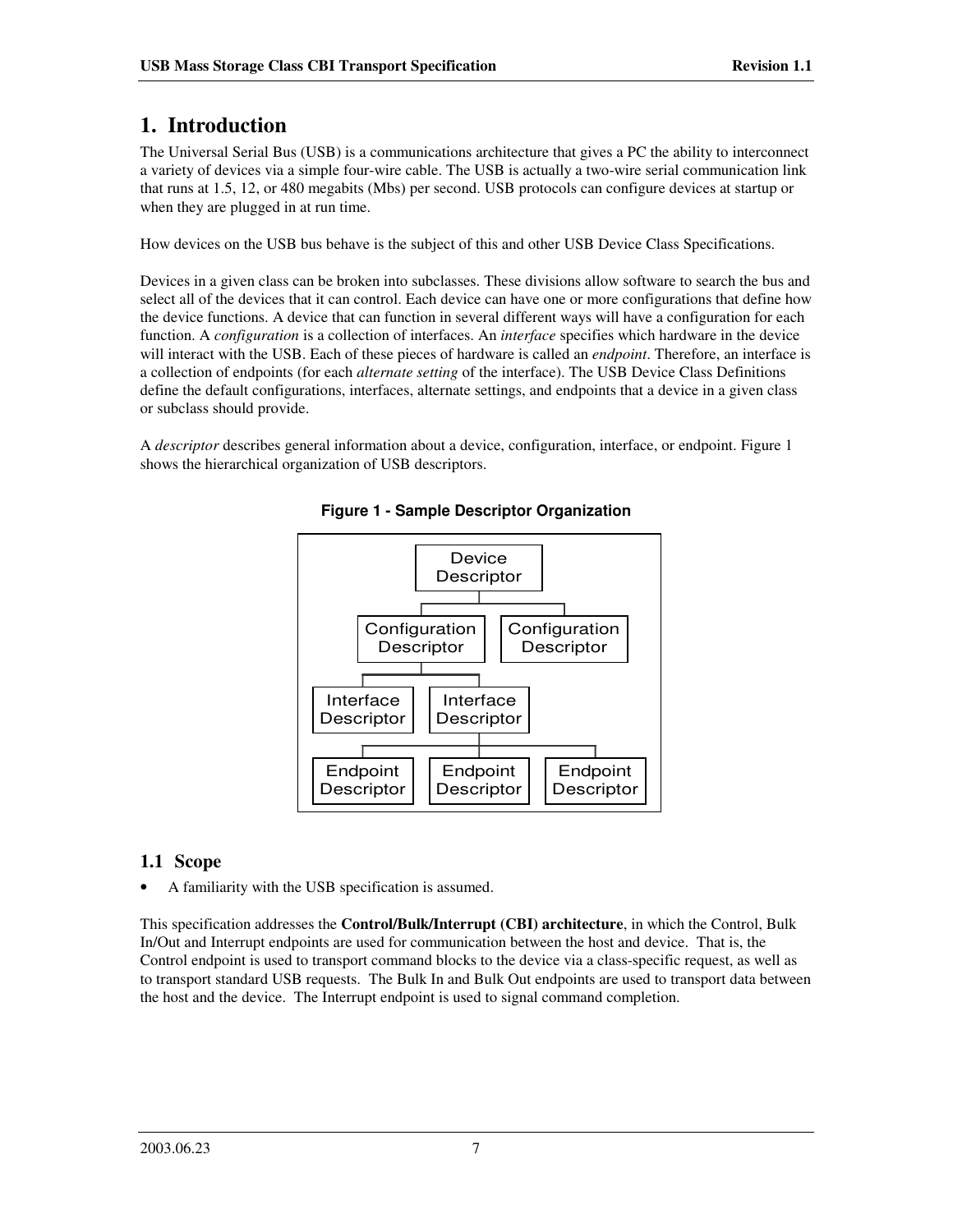# 1. Introduction

The Universal Serial Bus (USB) is a communications architecture that gives a PC the ability to interconnect a variety of devices via a simple four-wire cable. The USB is actually a two-wire serial communication link that runs at 1.5, 12, or 480 megabits (Mbs) per second. USB protocols can configure devices at startup or when they are plugged in at run time.

How devices on the USB bus behave is the subject of this and other USB Device Class Specifications.

Devices in a given class can be broken into subclasses. These divisions allow software to search the bus and select all of the devices that it can control. Each device can have one or more configurations that define how the device functions. A device that can function in several different ways will have a configuration for each function. A *configuration* is a collection of interfaces. An *interface* specifies which hardware in the device will interact with the USB. Each of these pieces of hardware is called an *endpoint*. Therefore, an interface is a collection of endpoints (for each *alternate setting* of the interface). The USB Device Class Definitions define the default configurations, interfaces, alternate settings, and endpoints that a device in a given class or subclass should provide.

A *descriptor* describes general information about a device, configuration, interface, or endpoint. Figure 1 shows the hierarchical organization of USB descriptors.

**Figure 1 - Sample Descriptor Organization**

```
                 Device Descriptor
                 /              \
  Configuration Descriptor   Configuration Descriptor
        /            \
Interface Descriptor  Interface Descriptor
                     /        |         \
   Endpoint Descriptor  Endpoint Descriptor  Endpoint Descriptor
```

## 1.1 Scope

- A familiarity with the USB specification is assumed.

This specification addresses the **Control/Bulk/Interrupt (CBI) architecture**, in which the Control, Bulk In/Out and Interrupt endpoints are used for communication between the host and device. That is, the Control endpoint is used to transport command blocks to the device via a class-specific request, as well as to transport standard USB requests. The Bulk In and Bulk Out endpoints are used to transport data between the host and the device. The Interrupt endpoint is used to signal command completion.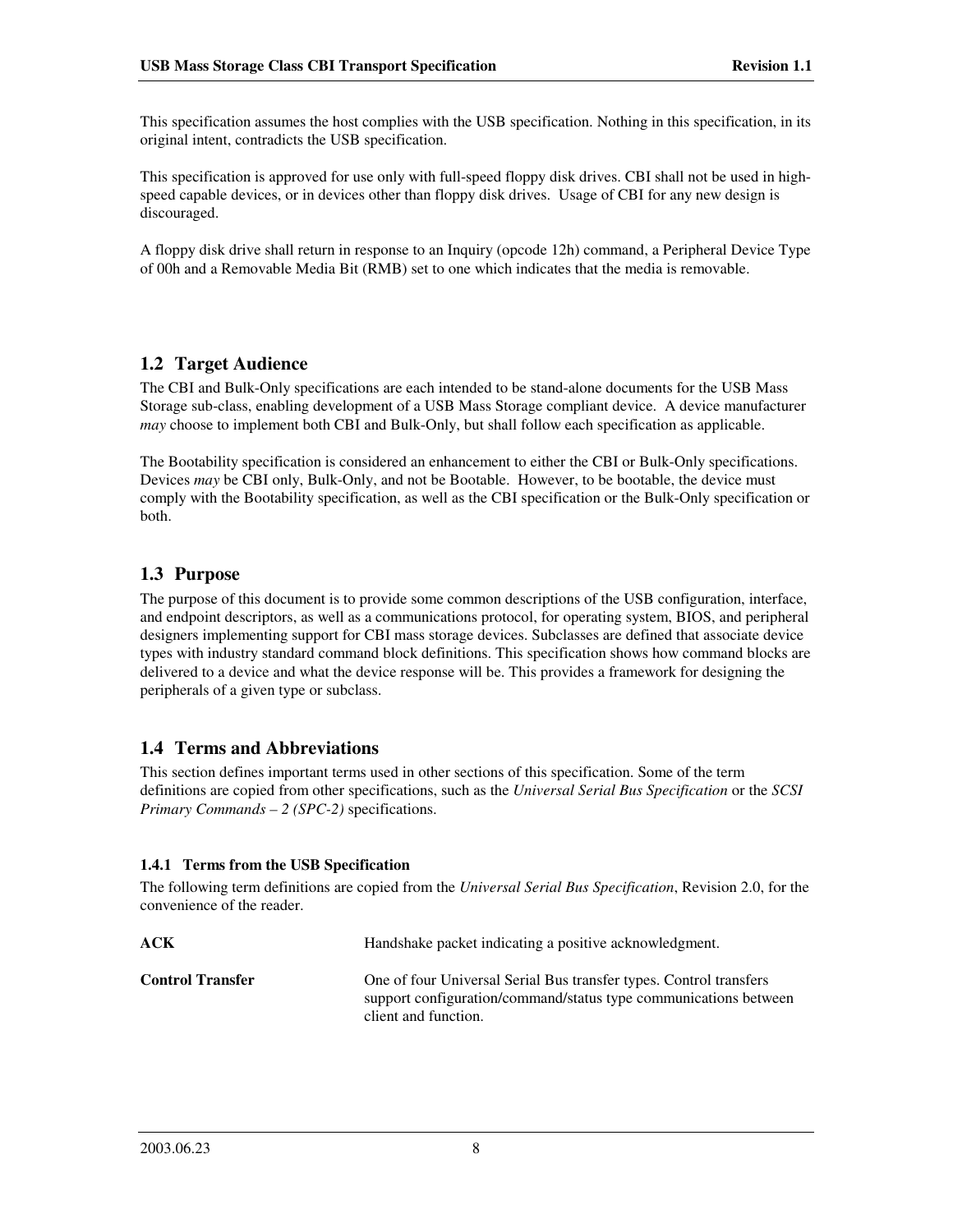This specification assumes the host complies with the USB specification. Nothing in this specification, in its original intent, contradicts the USB specification.

This specification is approved for use only with full-speed floppy disk drives. CBI shall not be used in high-speed capable devices, or in devices other than floppy disk drives. Usage of CBI for any new design is discouraged.

A floppy disk drive shall return in response to an Inquiry (opcode 12h) command, a Peripheral Device Type of 00h and a Removable Media Bit (RMB) set to one which indicates that the media is removable.

## 1.2 Target Audience

The CBI and Bulk-Only specifications are each intended to be stand-alone documents for the USB Mass Storage sub-class, enabling development of a USB Mass Storage compliant device. A device manufacturer *may* choose to implement both CBI and Bulk-Only, but shall follow each specification as applicable.

The Bootability specification is considered an enhancement to either the CBI or Bulk-Only specifications. Devices *may* be CBI only, Bulk-Only, and not be Bootable. However, to be bootable, the device must comply with the Bootability specification, as well as the CBI specification or the Bulk-Only specification or both.

## 1.3 Purpose

The purpose of this document is to provide some common descriptions of the USB configuration, interface, and endpoint descriptors, as well as a communications protocol, for operating system, BIOS, and peripheral designers implementing support for CBI mass storage devices. Subclasses are defined that associate device types with industry standard command block definitions. This specification shows how command blocks are delivered to a device and what the device response will be. This provides a framework for designing the peripherals of a given type or subclass.

## 1.4 Terms and Abbreviations

This section defines important terms used in other sections of this specification. Some of the term definitions are copied from other specifications, such as the *Universal Serial Bus Specification* or the *SCSI Primary Commands – 2 (SPC-2)* specifications.

### 1.4.1 Terms from the USB Specification

The following term definitions are copied from the *Universal Serial Bus Specification*, Revision 2.0, for the convenience of the reader.

**ACK** — Handshake packet indicating a positive acknowledgment.

**Control Transfer** — One of four Universal Serial Bus transfer types. Control transfers support configuration/command/status type communications between client and function.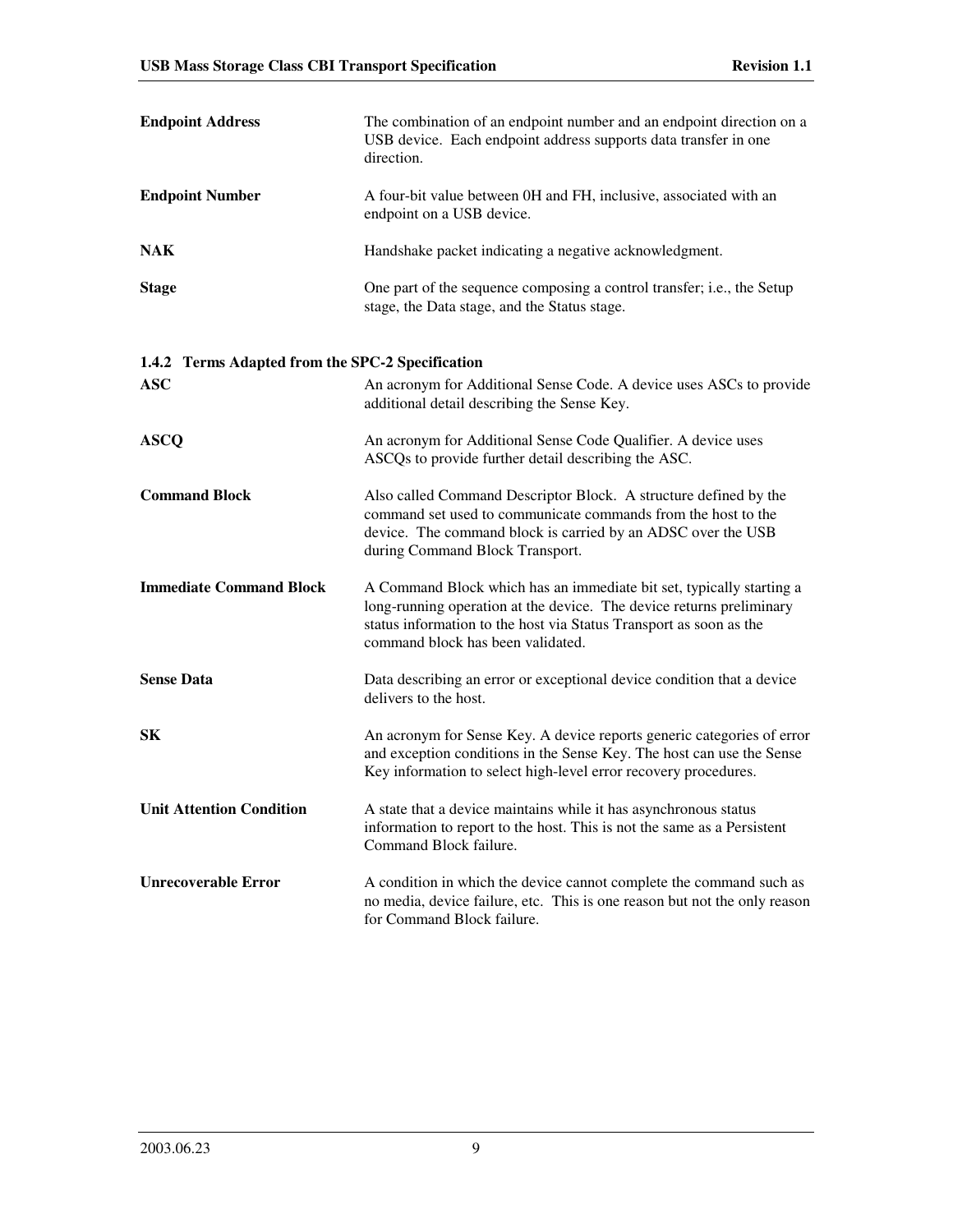**Endpoint Address** The combination of an endpoint number and an endpoint direction on a USB device. Each endpoint address supports data transfer in one direction.

**Endpoint Number** A four-bit value between 0H and FH, inclusive, associated with an endpoint on a USB device.

**NAK** Handshake packet indicating a negative acknowledgment.

**Stage** One part of the sequence composing a control transfer; i.e., the Setup stage, the Data stage, and the Status stage.

### 1.4.2 Terms Adapted from the SPC-2 Specification

**ASC** An acronym for Additional Sense Code. A device uses ASCs to provide additional detail describing the Sense Key.

**ASCQ** An acronym for Additional Sense Code Qualifier. A device uses ASCQs to provide further detail describing the ASC.

**Command Block** Also called Command Descriptor Block. A structure defined by the command set used to communicate commands from the host to the device. The command block is carried by an ADSC over the USB during Command Block Transport.

**Immediate Command Block** A Command Block which has an immediate bit set, typically starting a long-running operation at the device. The device returns preliminary status information to the host via Status Transport as soon as the command block has been validated.

**Sense Data** Data describing an error or exceptional device condition that a device delivers to the host.

**SK** An acronym for Sense Key. A device reports generic categories of error and exception conditions in the Sense Key. The host can use the Sense Key information to select high-level error recovery procedures.

**Unit Attention Condition** A state that a device maintains while it has asynchronous status information to report to the host. This is not the same as a Persistent Command Block failure.

**Unrecoverable Error** A condition in which the device cannot complete the command such as no media, device failure, etc. This is one reason but not the only reason for Command Block failure.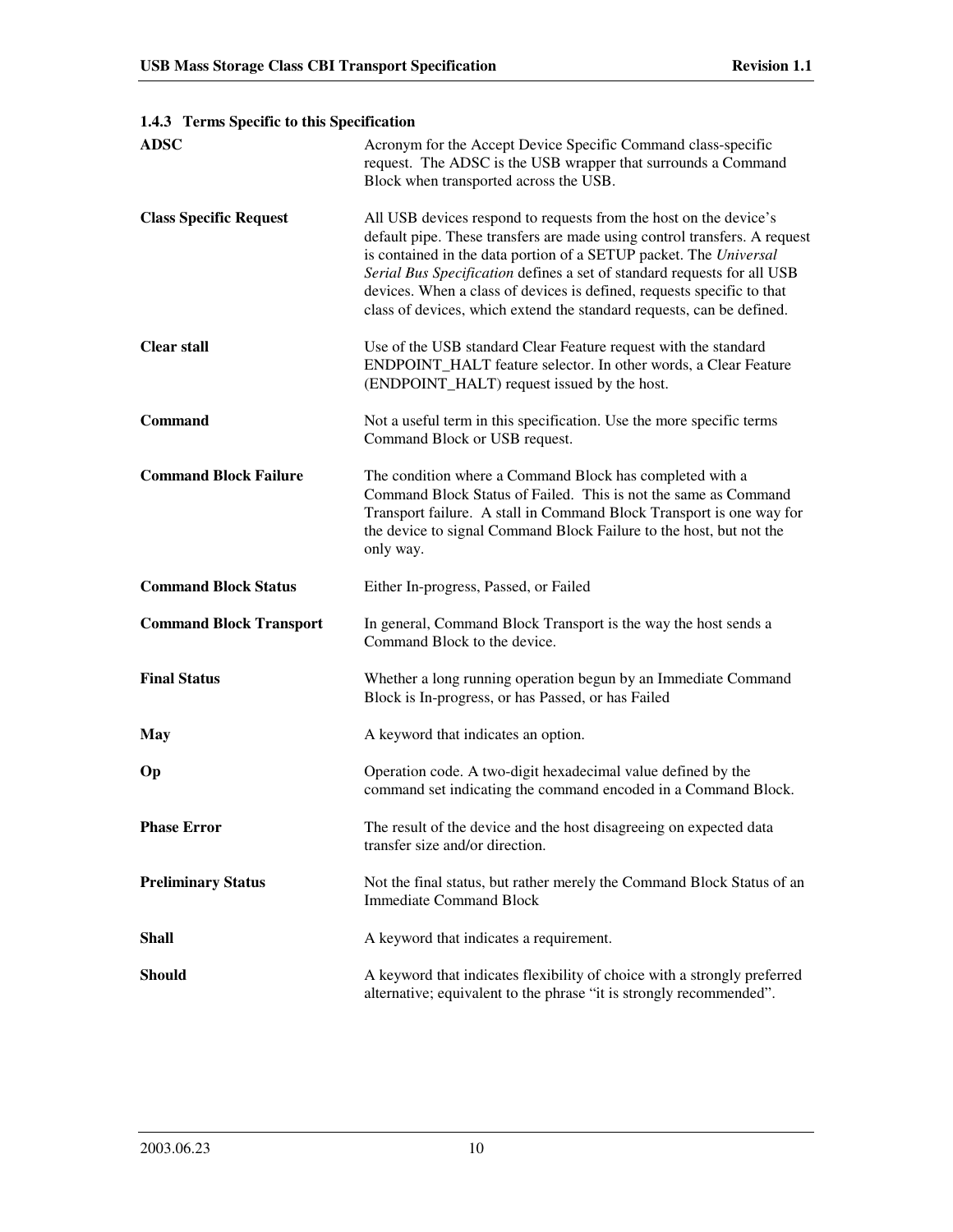### 1.4.3 Terms Specific to this Specification

| | |
|---|---|
| **ADSC** | Acronym for the Accept Device Specific Command class-specific request. The ADSC is the USB wrapper that surrounds a Command Block when transported across the USB. |
| **Class Specific Request** | All USB devices respond to requests from the host on the device's default pipe. These transfers are made using control transfers. A request is contained in the data portion of a SETUP packet. The *Universal Serial Bus Specification* defines a set of standard requests for all USB devices. When a class of devices is defined, requests specific to that class of devices, which extend the standard requests, can be defined. |
| **Clear stall** | Use of the USB standard Clear Feature request with the standard ENDPOINT_HALT feature selector. In other words, a Clear Feature (ENDPOINT_HALT) request issued by the host. |
| **Command** | Not a useful term in this specification. Use the more specific terms Command Block or USB request. |
| **Command Block Failure** | The condition where a Command Block has completed with a Command Block Status of Failed. This is not the same as Command Transport failure. A stall in Command Block Transport is one way for the device to signal Command Block Failure to the host, but not the only way. |
| **Command Block Status** | Either In-progress, Passed, or Failed |
| **Command Block Transport** | In general, Command Block Transport is the way the host sends a Command Block to the device. |
| **Final Status** | Whether a long running operation begun by an Immediate Command Block is In-progress, or has Passed, or has Failed |
| **May** | A keyword that indicates an option. |
| **Op** | Operation code. A two-digit hexadecimal value defined by the command set indicating the command encoded in a Command Block. |
| **Phase Error** | The result of the device and the host disagreeing on expected data transfer size and/or direction. |
| **Preliminary Status** | Not the final status, but rather merely the Command Block Status of an Immediate Command Block |
| **Shall** | A keyword that indicates a requirement. |
| **Should** | A keyword that indicates flexibility of choice with a strongly preferred alternative; equivalent to the phrase "it is strongly recommended". |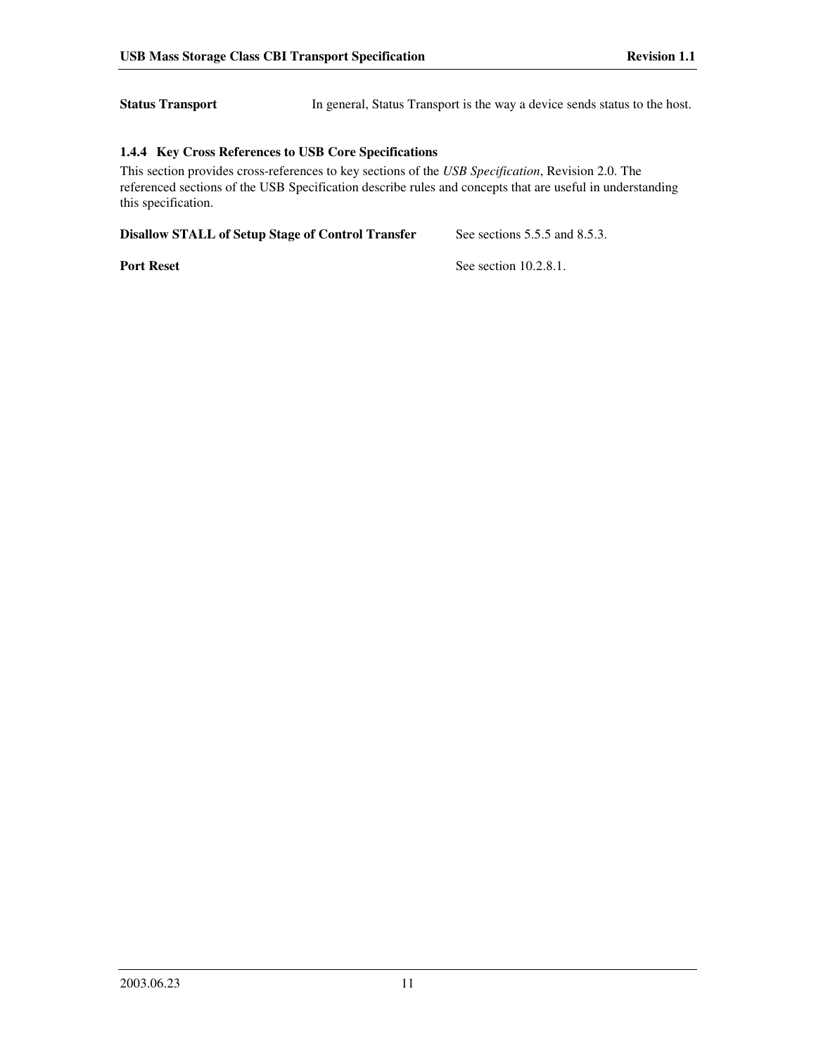**Status Transport** In general, Status Transport is the way a device sends status to the host.

### 1.4.4 Key Cross References to USB Core Specifications

This section provides cross-references to key sections of the *USB Specification*, Revision 2.0. The referenced sections of the USB Specification describe rules and concepts that are useful in understanding this specification.

**Disallow STALL of Setup Stage of Control Transfer** See sections 5.5.5 and 8.5.3.

**Port Reset** See section 10.2.8.1.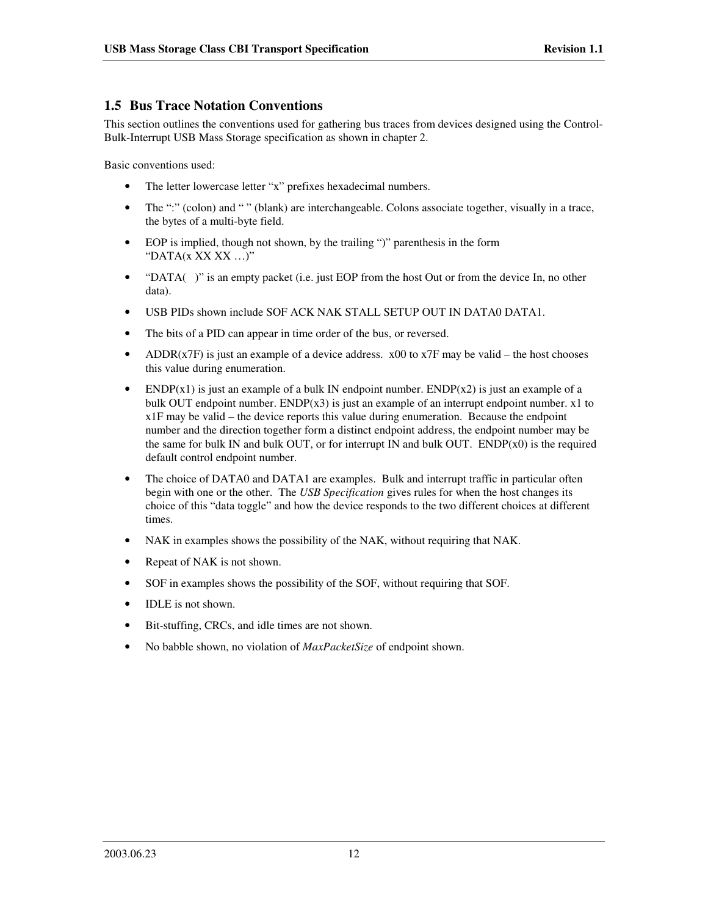## 1.5 Bus Trace Notation Conventions

This section outlines the conventions used for gathering bus traces from devices designed using the Control-Bulk-Interrupt USB Mass Storage specification as shown in chapter 2.

Basic conventions used:

- The letter lowercase letter "x" prefixes hexadecimal numbers.
- The ":" (colon) and " " (blank) are interchangeable. Colons associate together, visually in a trace, the bytes of a multi-byte field.
- EOP is implied, though not shown, by the trailing ")" parenthesis in the form "DATA(x XX XX …)"
- "DATA( )" is an empty packet (i.e. just EOP from the host Out or from the device In, no other data).
- USB PIDs shown include SOF ACK NAK STALL SETUP OUT IN DATA0 DATA1.
- The bits of a PID can appear in time order of the bus, or reversed.
- ADDR(x7F) is just an example of a device address. x00 to x7F may be valid – the host chooses this value during enumeration.
- ENDP(x1) is just an example of a bulk IN endpoint number. ENDP(x2) is just an example of a bulk OUT endpoint number. ENDP(x3) is just an example of an interrupt endpoint number. x1 to x1F may be valid – the device reports this value during enumeration. Because the endpoint number and the direction together form a distinct endpoint address, the endpoint number may be the same for bulk IN and bulk OUT, or for interrupt IN and bulk OUT. ENDP(x0) is the required default control endpoint number.
- The choice of DATA0 and DATA1 are examples. Bulk and interrupt traffic in particular often begin with one or the other. The *USB Specification* gives rules for when the host changes its choice of this "data toggle" and how the device responds to the two different choices at different times.
- NAK in examples shows the possibility of the NAK, without requiring that NAK.
- Repeat of NAK is not shown.
- SOF in examples shows the possibility of the SOF, without requiring that SOF.
- IDLE is not shown.
- Bit-stuffing, CRCs, and idle times are not shown.
- No babble shown, no violation of *MaxPacketSize* of endpoint shown.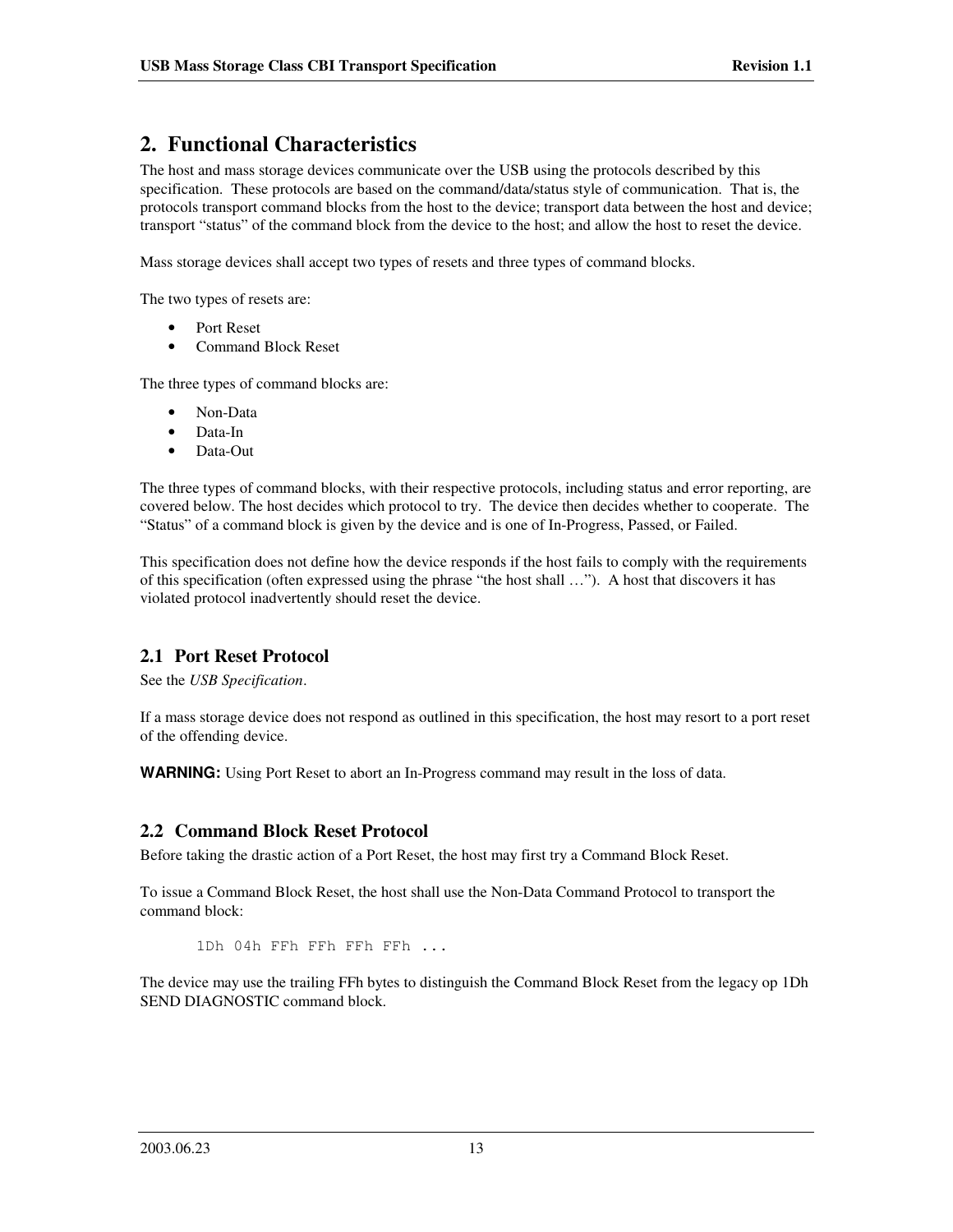# 2. Functional Characteristics

The host and mass storage devices communicate over the USB using the protocols described by this specification. These protocols are based on the command/data/status style of communication. That is, the protocols transport command blocks from the host to the device; transport data between the host and device; transport "status" of the command block from the device to the host; and allow the host to reset the device.

Mass storage devices shall accept two types of resets and three types of command blocks.

The two types of resets are:

- Port Reset
- Command Block Reset

The three types of command blocks are:

- Non-Data
- Data-In
- Data-Out

The three types of command blocks, with their respective protocols, including status and error reporting, are covered below. The host decides which protocol to try. The device then decides whether to cooperate. The "Status" of a command block is given by the device and is one of In-Progress, Passed, or Failed.

This specification does not define how the device responds if the host fails to comply with the requirements of this specification (often expressed using the phrase "the host shall …"). A host that discovers it has violated protocol inadvertently should reset the device.

## 2.1 Port Reset Protocol

See the *USB Specification*.

If a mass storage device does not respond as outlined in this specification, the host may resort to a port reset of the offending device.

**WARNING:** Using Port Reset to abort an In-Progress command may result in the loss of data.

## 2.2 Command Block Reset Protocol

Before taking the drastic action of a Port Reset, the host may first try a Command Block Reset.

To issue a Command Block Reset, the host shall use the Non-Data Command Protocol to transport the command block:

```
1Dh 04h FFh FFh FFh FFh ...
```

The device may use the trailing FFh bytes to distinguish the Command Block Reset from the legacy op 1Dh SEND DIAGNOSTIC command block.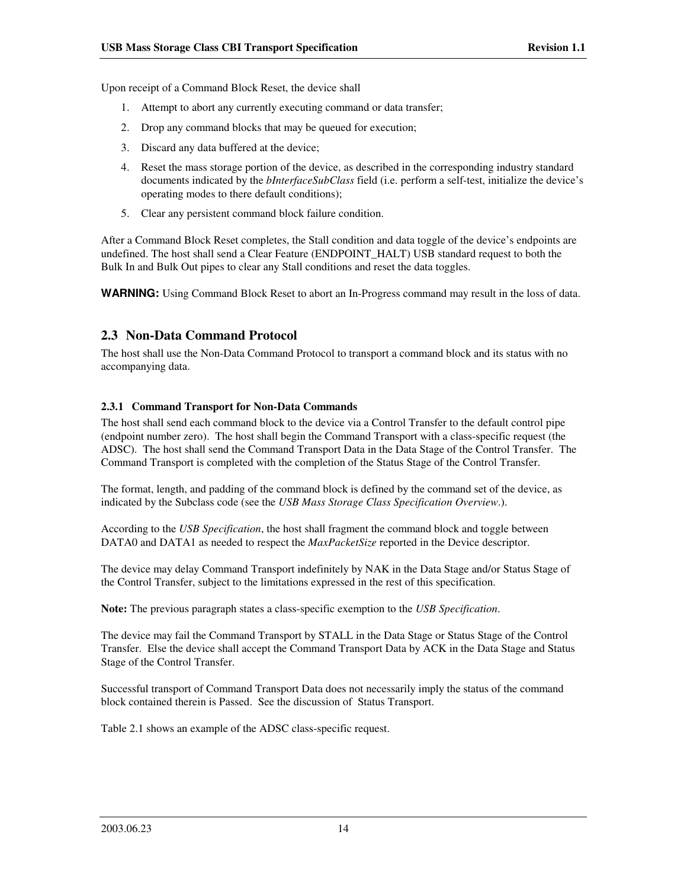Upon receipt of a Command Block Reset, the device shall

1. Attempt to abort any currently executing command or data transfer;
2. Drop any command blocks that may be queued for execution;
3. Discard any data buffered at the device;
4. Reset the mass storage portion of the device, as described in the corresponding industry standard documents indicated by the *bInterfaceSubClass* field (i.e. perform a self-test, initialize the device's operating modes to there default conditions);
5. Clear any persistent command block failure condition.

After a Command Block Reset completes, the Stall condition and data toggle of the device's endpoints are undefined. The host shall send a Clear Feature (ENDPOINT_HALT) USB standard request to both the Bulk In and Bulk Out pipes to clear any Stall conditions and reset the data toggles.

**WARNING:** Using Command Block Reset to abort an In-Progress command may result in the loss of data.

## 2.3 Non-Data Command Protocol

The host shall use the Non-Data Command Protocol to transport a command block and its status with no accompanying data.

### 2.3.1 Command Transport for Non-Data Commands

The host shall send each command block to the device via a Control Transfer to the default control pipe (endpoint number zero). The host shall begin the Command Transport with a class-specific request (the ADSC). The host shall send the Command Transport Data in the Data Stage of the Control Transfer. The Command Transport is completed with the completion of the Status Stage of the Control Transfer.

The format, length, and padding of the command block is defined by the command set of the device, as indicated by the Subclass code (see the *USB Mass Storage Class Specification Overview*.).

According to the *USB Specification*, the host shall fragment the command block and toggle between DATA0 and DATA1 as needed to respect the *MaxPacketSize* reported in the Device descriptor.

The device may delay Command Transport indefinitely by NAK in the Data Stage and/or Status Stage of the Control Transfer, subject to the limitations expressed in the rest of this specification.

**Note:** The previous paragraph states a class-specific exemption to the *USB Specification*.

The device may fail the Command Transport by STALL in the Data Stage or Status Stage of the Control Transfer. Else the device shall accept the Command Transport Data by ACK in the Data Stage and Status Stage of the Control Transfer.

Successful transport of Command Transport Data does not necessarily imply the status of the command block contained therein is Passed. See the discussion of Status Transport.

Table 2.1 shows an example of the ADSC class-specific request.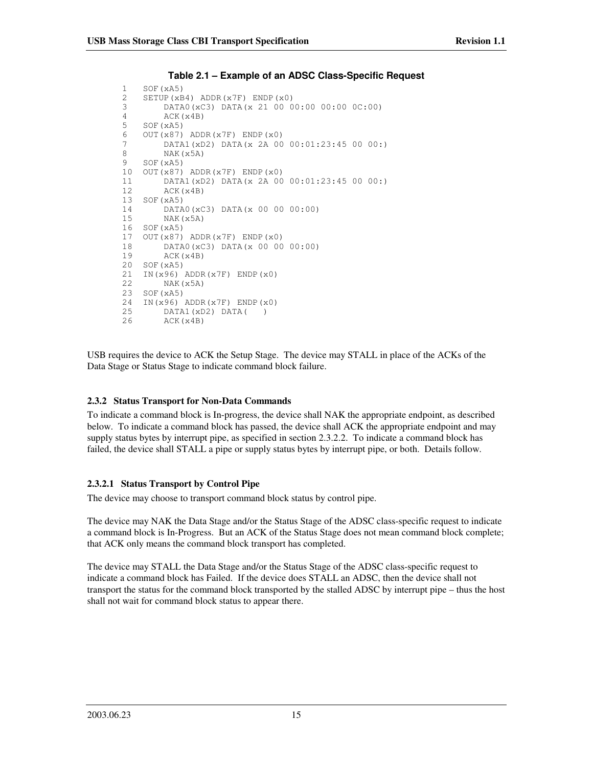**Table 2.1 – Example of an ADSC Class-Specific Request**

```
1   SOF(xA5)
2   SETUP(xB4) ADDR(x7F) ENDP(x0)
3       DATA0(xC3) DATA(x 21 00 00:00 00:00 0C:00)
4       ACK(x4B)
5   SOF(xA5)
6   OUT(x87) ADDR(x7F) ENDP(x0)
7       DATA1(xD2) DATA(x 2A 00 00:01:23:45 00 00:)
8       NAK(x5A)
9   SOF(xA5)
10  OUT(x87) ADDR(x7F) ENDP(x0)
11      DATA1(xD2) DATA(x 2A 00 00:01:23:45 00 00:)
12      ACK(x4B)
13  SOF(xA5)
14      DATA0(xC3) DATA(x 00 00 00:00)
15      NAK(x5A)
16  SOF(xA5)
17  OUT(x87) ADDR(x7F) ENDP(x0)
18      DATA0(xC3) DATA(x 00 00 00:00)
19      ACK(x4B)
20  SOF(xA5)
21  IN(x96) ADDR(x7F) ENDP(x0)
22      NAK(x5A)
23  SOF(xA5)
24  IN(x96) ADDR(x7F) ENDP(x0)
25      DATA1(xD2) DATA(   )
26      ACK(x4B)
```

USB requires the device to ACK the Setup Stage. The device may STALL in place of the ACKs of the Data Stage or Status Stage to indicate command block failure.

### 2.3.2 Status Transport for Non-Data Commands

To indicate a command block is In-progress, the device shall NAK the appropriate endpoint, as described below. To indicate a command block has passed, the device shall ACK the appropriate endpoint and may supply status bytes by interrupt pipe, as specified in section 2.3.2.2. To indicate a command block has failed, the device shall STALL a pipe or supply status bytes by interrupt pipe, or both. Details follow.

#### 2.3.2.1 Status Transport by Control Pipe

The device may choose to transport command block status by control pipe.

The device may NAK the Data Stage and/or the Status Stage of the ADSC class-specific request to indicate a command block is In-Progress. But an ACK of the Status Stage does not mean command block complete; that ACK only means the command block transport has completed.

The device may STALL the Data Stage and/or the Status Stage of the ADSC class-specific request to indicate a command block has Failed. If the device does STALL an ADSC, then the device shall not transport the status for the command block transported by the stalled ADSC by interrupt pipe – thus the host shall not wait for command block status to appear there.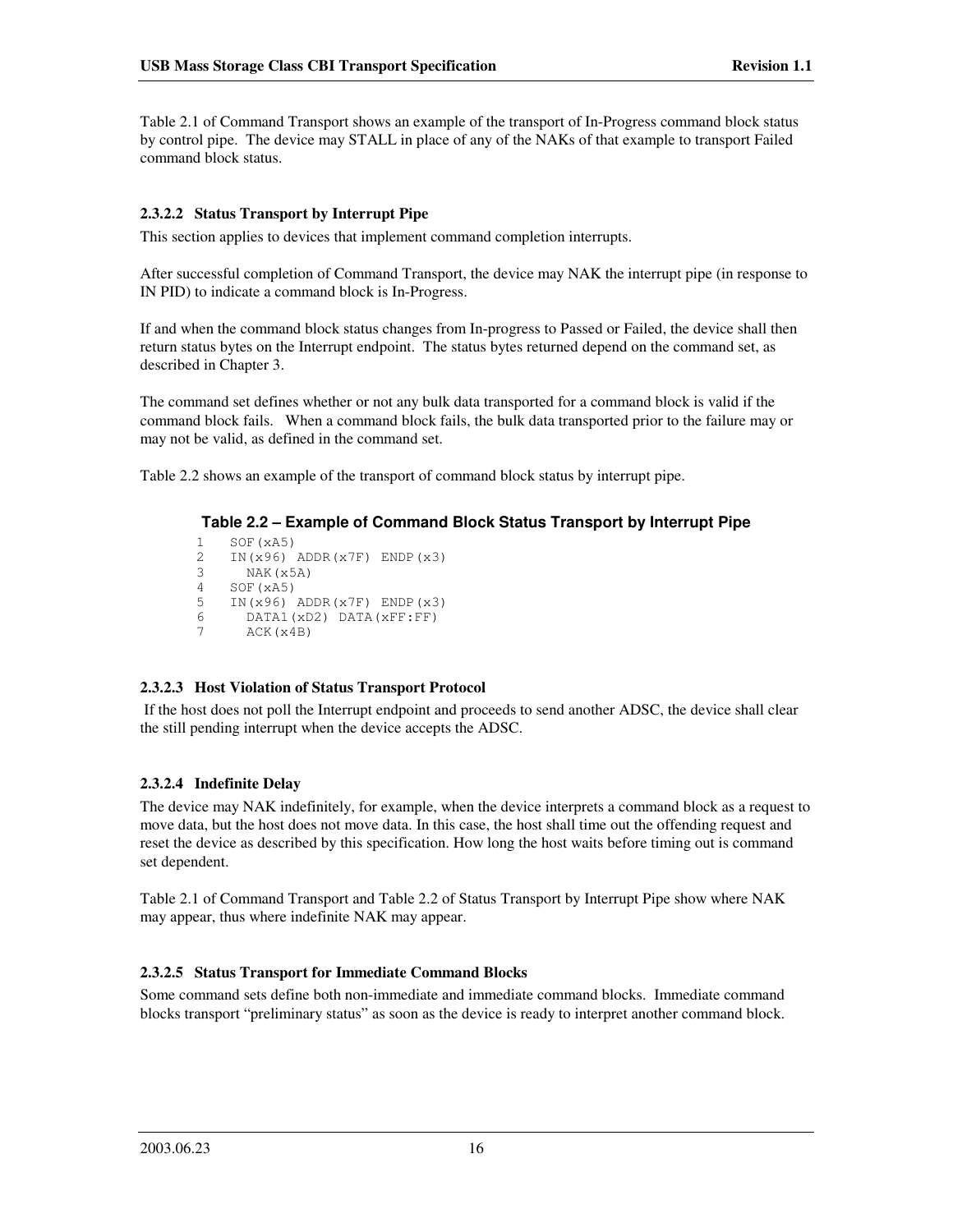Table 2.1 of Command Transport shows an example of the transport of In-Progress command block status by control pipe. The device may STALL in place of any of the NAKs of that example to transport Failed command block status.

#### 2.3.2.2 Status Transport by Interrupt Pipe

This section applies to devices that implement command completion interrupts.

After successful completion of Command Transport, the device may NAK the interrupt pipe (in response to IN PID) to indicate a command block is In-Progress.

If and when the command block status changes from In-progress to Passed or Failed, the device shall then return status bytes on the Interrupt endpoint. The status bytes returned depend on the command set, as described in Chapter 3.

The command set defines whether or not any bulk data transported for a command block is valid if the command block fails. When a command block fails, the bulk data transported prior to the failure may or may not be valid, as defined in the command set.

Table 2.2 shows an example of the transport of command block status by interrupt pipe.

**Table 2.2 – Example of Command Block Status Transport by Interrupt Pipe**

```
1   SOF(xA5)
2   IN(x96) ADDR(x7F) ENDP(x3)
3     NAK(x5A)
4   SOF(xA5)
5   IN(x96) ADDR(x7F) ENDP(x3)
6     DATA1(xD2) DATA(xFF:FF)
7     ACK(x4B)
```

#### 2.3.2.3 Host Violation of Status Transport Protocol

If the host does not poll the Interrupt endpoint and proceeds to send another ADSC, the device shall clear the still pending interrupt when the device accepts the ADSC.

#### 2.3.2.4 Indefinite Delay

The device may NAK indefinitely, for example, when the device interprets a command block as a request to move data, but the host does not move data. In this case, the host shall time out the offending request and reset the device as described by this specification. How long the host waits before timing out is command set dependent.

Table 2.1 of Command Transport and Table 2.2 of Status Transport by Interrupt Pipe show where NAK may appear, thus where indefinite NAK may appear.

#### 2.3.2.5 Status Transport for Immediate Command Blocks

Some command sets define both non-immediate and immediate command blocks. Immediate command blocks transport "preliminary status" as soon as the device is ready to interpret another command block.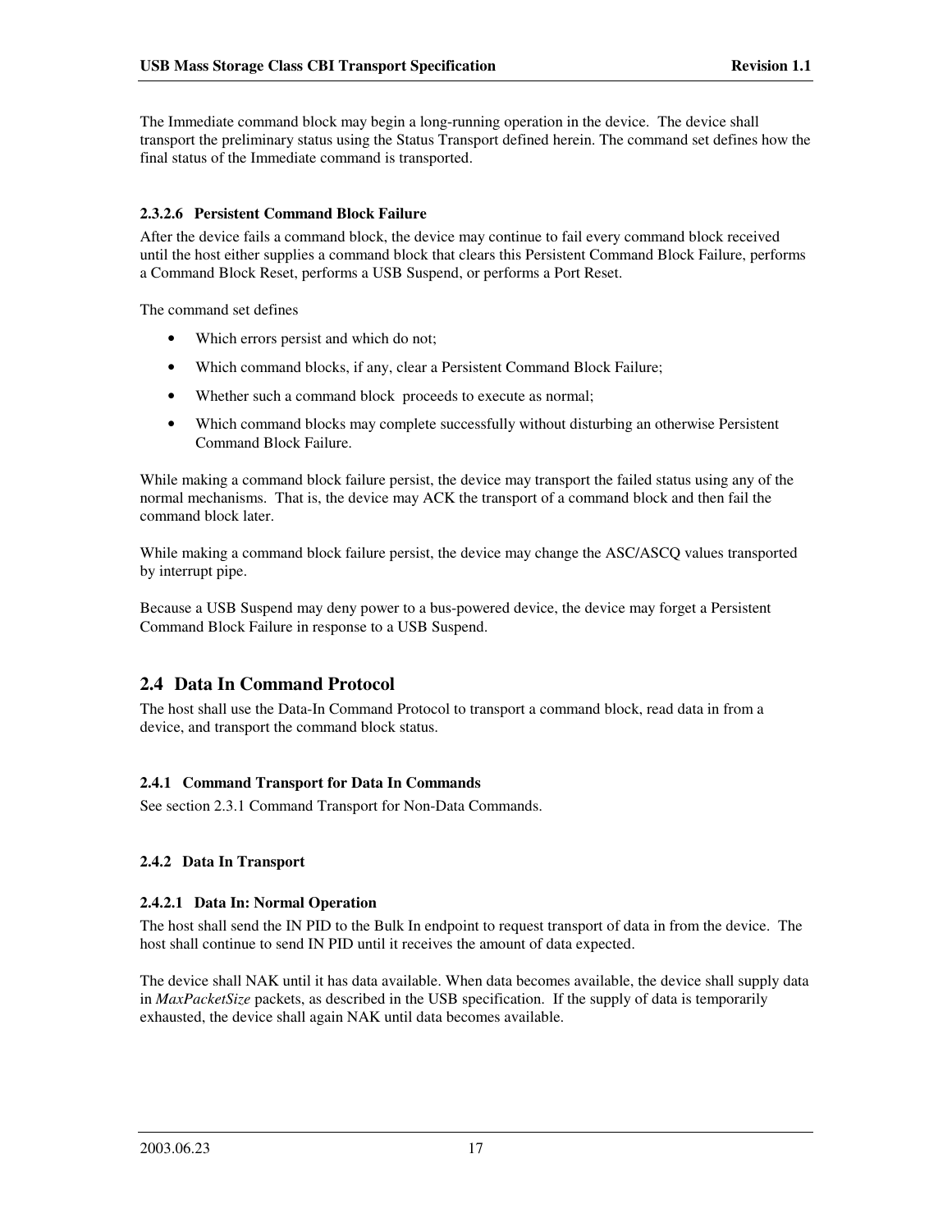The Immediate command block may begin a long-running operation in the device. The device shall transport the preliminary status using the Status Transport defined herein. The command set defines how the final status of the Immediate command is transported.

#### 2.3.2.6 Persistent Command Block Failure

After the device fails a command block, the device may continue to fail every command block received until the host either supplies a command block that clears this Persistent Command Block Failure, performs a Command Block Reset, performs a USB Suspend, or performs a Port Reset.

The command set defines

- Which errors persist and which do not;
- Which command blocks, if any, clear a Persistent Command Block Failure;
- Whether such a command block proceeds to execute as normal;
- Which command blocks may complete successfully without disturbing an otherwise Persistent Command Block Failure.

While making a command block failure persist, the device may transport the failed status using any of the normal mechanisms. That is, the device may ACK the transport of a command block and then fail the command block later.

While making a command block failure persist, the device may change the ASC/ASCQ values transported by interrupt pipe.

Because a USB Suspend may deny power to a bus-powered device, the device may forget a Persistent Command Block Failure in response to a USB Suspend.

## 2.4 Data In Command Protocol

The host shall use the Data-In Command Protocol to transport a command block, read data in from a device, and transport the command block status.

### 2.4.1 Command Transport for Data In Commands

See section 2.3.1 Command Transport for Non-Data Commands.

### 2.4.2 Data In Transport

#### 2.4.2.1 Data In: Normal Operation

The host shall send the IN PID to the Bulk In endpoint to request transport of data in from the device. The host shall continue to send IN PID until it receives the amount of data expected.

The device shall NAK until it has data available. When data becomes available, the device shall supply data in *MaxPacketSize* packets, as described in the USB specification. If the supply of data is temporarily exhausted, the device shall again NAK until data becomes available.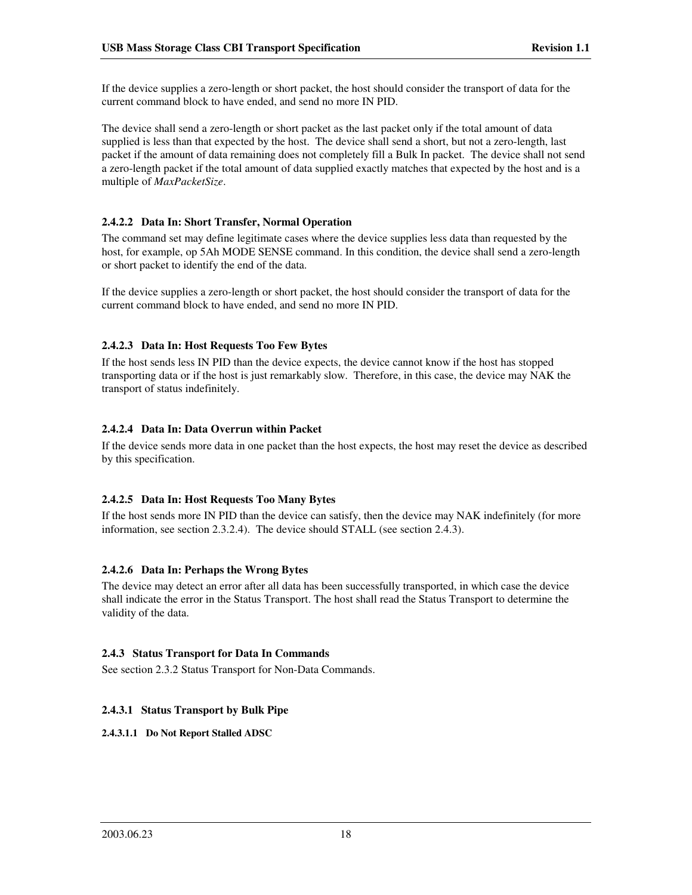If the device supplies a zero-length or short packet, the host should consider the transport of data for the current command block to have ended, and send no more IN PID.

The device shall send a zero-length or short packet as the last packet only if the total amount of data supplied is less than that expected by the host. The device shall send a short, but not a zero-length, last packet if the amount of data remaining does not completely fill a Bulk In packet. The device shall not send a zero-length packet if the total amount of data supplied exactly matches that expected by the host and is a multiple of *MaxPacketSize*.

#### 2.4.2.2 Data In: Short Transfer, Normal Operation

The command set may define legitimate cases where the device supplies less data than requested by the host, for example, op 5Ah MODE SENSE command. In this condition, the device shall send a zero-length or short packet to identify the end of the data.

If the device supplies a zero-length or short packet, the host should consider the transport of data for the current command block to have ended, and send no more IN PID.

#### 2.4.2.3 Data In: Host Requests Too Few Bytes

If the host sends less IN PID than the device expects, the device cannot know if the host has stopped transporting data or if the host is just remarkably slow. Therefore, in this case, the device may NAK the transport of status indefinitely.

#### 2.4.2.4 Data In: Data Overrun within Packet

If the device sends more data in one packet than the host expects, the host may reset the device as described by this specification.

#### 2.4.2.5 Data In: Host Requests Too Many Bytes

If the host sends more IN PID than the device can satisfy, then the device may NAK indefinitely (for more information, see section 2.3.2.4). The device should STALL (see section 2.4.3).

#### 2.4.2.6 Data In: Perhaps the Wrong Bytes

The device may detect an error after all data has been successfully transported, in which case the device shall indicate the error in the Status Transport. The host shall read the Status Transport to determine the validity of the data.

### 2.4.3 Status Transport for Data In Commands

See section 2.3.2 Status Transport for Non-Data Commands.

#### 2.4.3.1 Status Transport by Bulk Pipe

##### 2.4.3.1.1 Do Not Report Stalled ADSC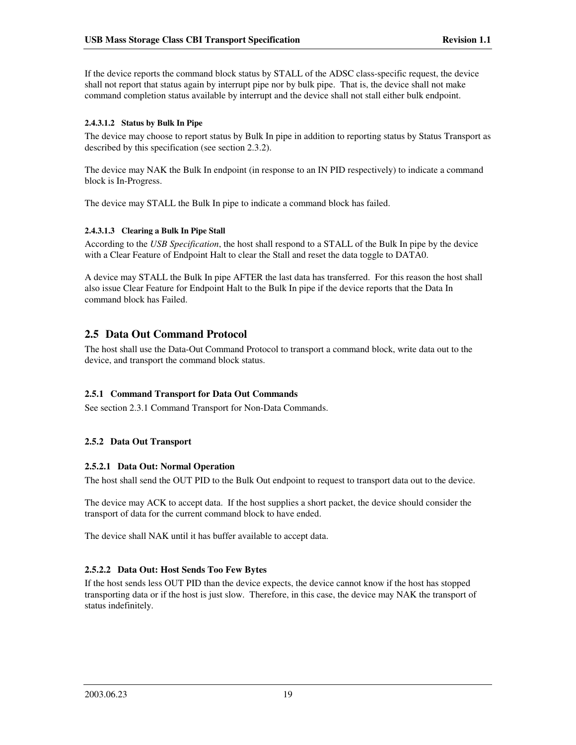If the device reports the command block status by STALL of the ADSC class-specific request, the device shall not report that status again by interrupt pipe nor by bulk pipe. That is, the device shall not make command completion status available by interrupt and the device shall not stall either bulk endpoint.

##### 2.4.3.1.2 Status by Bulk In Pipe

The device may choose to report status by Bulk In pipe in addition to reporting status by Status Transport as described by this specification (see section 2.3.2).

The device may NAK the Bulk In endpoint (in response to an IN PID respectively) to indicate a command block is In-Progress.

The device may STALL the Bulk In pipe to indicate a command block has failed.

##### 2.4.3.1.3 Clearing a Bulk In Pipe Stall

According to the *USB Specification*, the host shall respond to a STALL of the Bulk In pipe by the device with a Clear Feature of Endpoint Halt to clear the Stall and reset the data toggle to DATA0.

A device may STALL the Bulk In pipe AFTER the last data has transferred. For this reason the host shall also issue Clear Feature for Endpoint Halt to the Bulk In pipe if the device reports that the Data In command block has Failed.

## 2.5 Data Out Command Protocol

The host shall use the Data-Out Command Protocol to transport a command block, write data out to the device, and transport the command block status.

### 2.5.1 Command Transport for Data Out Commands

See section 2.3.1 Command Transport for Non-Data Commands.

### 2.5.2 Data Out Transport

#### 2.5.2.1 Data Out: Normal Operation

The host shall send the OUT PID to the Bulk Out endpoint to request to transport data out to the device.

The device may ACK to accept data. If the host supplies a short packet, the device should consider the transport of data for the current command block to have ended.

The device shall NAK until it has buffer available to accept data.

#### 2.5.2.2 Data Out: Host Sends Too Few Bytes

If the host sends less OUT PID than the device expects, the device cannot know if the host has stopped transporting data or if the host is just slow. Therefore, in this case, the device may NAK the transport of status indefinitely.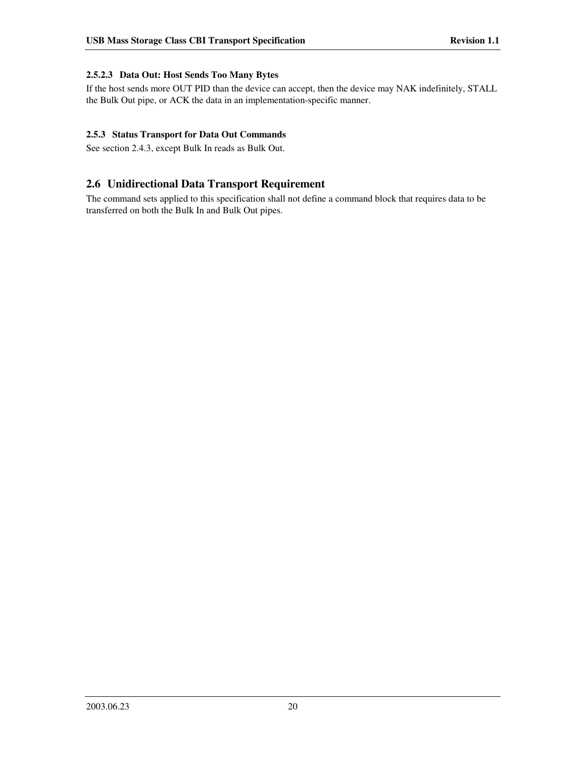#### 2.5.2.3 Data Out: Host Sends Too Many Bytes

If the host sends more OUT PID than the device can accept, then the device may NAK indefinitely, STALL the Bulk Out pipe, or ACK the data in an implementation-specific manner.

### 2.5.3 Status Transport for Data Out Commands

See section 2.4.3, except Bulk In reads as Bulk Out.

## 2.6 Unidirectional Data Transport Requirement

The command sets applied to this specification shall not define a command block that requires data to be transferred on both the Bulk In and Bulk Out pipes.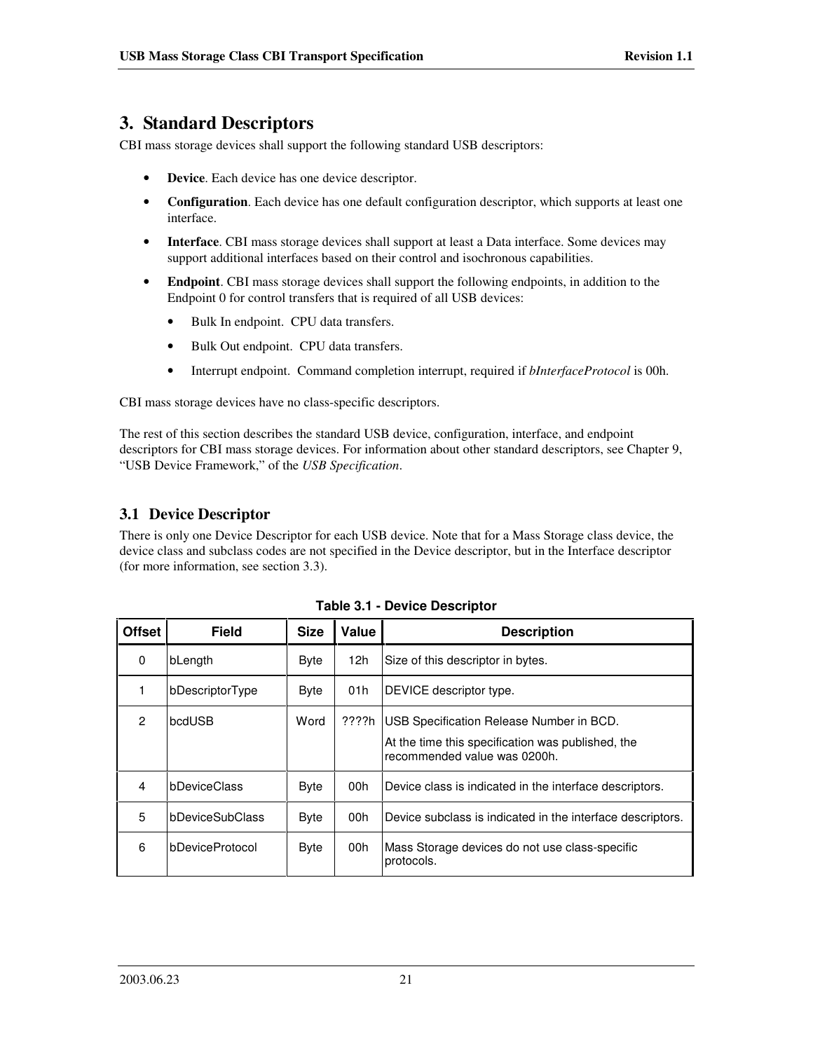# 3. Standard Descriptors

CBI mass storage devices shall support the following standard USB descriptors:

- **Device**. Each device has one device descriptor.
- **Configuration**. Each device has one default configuration descriptor, which supports at least one interface.
- **Interface**. CBI mass storage devices shall support at least a Data interface. Some devices may support additional interfaces based on their control and isochronous capabilities.
- **Endpoint**. CBI mass storage devices shall support the following endpoints, in addition to the Endpoint 0 for control transfers that is required of all USB devices:
  - Bulk In endpoint. CPU data transfers.
  - Bulk Out endpoint. CPU data transfers.
  - Interrupt endpoint. Command completion interrupt, required if *bInterfaceProtocol* is 00h.

CBI mass storage devices have no class-specific descriptors.

The rest of this section describes the standard USB device, configuration, interface, and endpoint descriptors for CBI mass storage devices. For information about other standard descriptors, see Chapter 9, "USB Device Framework," of the *USB Specification*.

## 3.1 Device Descriptor

There is only one Device Descriptor for each USB device. Note that for a Mass Storage class device, the device class and subclass codes are not specified in the Device descriptor, but in the Interface descriptor (for more information, see section 3.3).

**Table 3.1 - Device Descriptor**

| Offset | Field | Size | Value | Description |
|---|---|---|---|---|
| 0 | bLength | Byte | 12h | Size of this descriptor in bytes. |
| 1 | bDescriptorType | Byte | 01h | DEVICE descriptor type. |
| 2 | bcdUSB | Word | ????h | USB Specification Release Number in BCD. At the time this specification was published, the recommended value was 0200h. |
| 4 | bDeviceClass | Byte | 00h | Device class is indicated in the interface descriptors. |
| 5 | bDeviceSubClass | Byte | 00h | Device subclass is indicated in the interface descriptors. |
| 6 | bDeviceProtocol | Byte | 00h | Mass Storage devices do not use class-specific protocols. |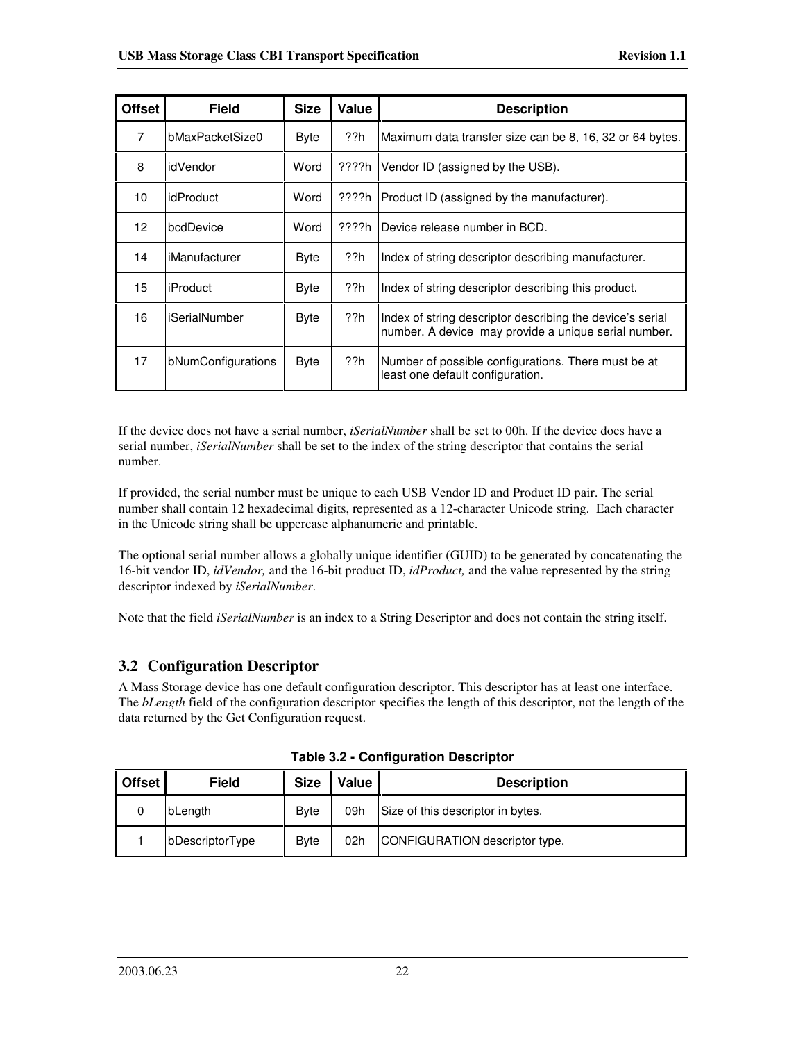| Offset | Field | Size | Value | Description |
|---|---|---|---|---|
| 7 | bMaxPacketSize0 | Byte | ??h | Maximum data transfer size can be 8, 16, 32 or 64 bytes. |
| 8 | idVendor | Word | ????h | Vendor ID (assigned by the USB). |
| 10 | idProduct | Word | ????h | Product ID (assigned by the manufacturer). |
| 12 | bcdDevice | Word | ????h | Device release number in BCD. |
| 14 | iManufacturer | Byte | ??h | Index of string descriptor describing manufacturer. |
| 15 | iProduct | Byte | ??h | Index of string descriptor describing this product. |
| 16 | iSerialNumber | Byte | ??h | Index of string descriptor describing the device's serial number. A device may provide a unique serial number. |
| 17 | bNumConfigurations | Byte | ??h | Number of possible configurations. There must be at least one default configuration. |

If the device does not have a serial number, *iSerialNumber* shall be set to 00h. If the device does have a serial number, *iSerialNumber* shall be set to the index of the string descriptor that contains the serial number.

If provided, the serial number must be unique to each USB Vendor ID and Product ID pair. The serial number shall contain 12 hexadecimal digits, represented as a 12-character Unicode string. Each character in the Unicode string shall be uppercase alphanumeric and printable.

The optional serial number allows a globally unique identifier (GUID) to be generated by concatenating the 16-bit vendor ID, *idVendor,* and the 16-bit product ID, *idProduct,* and the value represented by the string descriptor indexed by *iSerialNumber*.

Note that the field *iSerialNumber* is an index to a String Descriptor and does not contain the string itself.

## 3.2 Configuration Descriptor

A Mass Storage device has one default configuration descriptor. This descriptor has at least one interface. The *bLength* field of the configuration descriptor specifies the length of this descriptor, not the length of the data returned by the Get Configuration request.

**Table 3.2 - Configuration Descriptor**

| Offset | Field | Size | Value | Description |
|---|---|---|---|---|
| 0 | bLength | Byte | 09h | Size of this descriptor in bytes. |
| 1 | bDescriptorType | Byte | 02h | CONFIGURATION descriptor type. |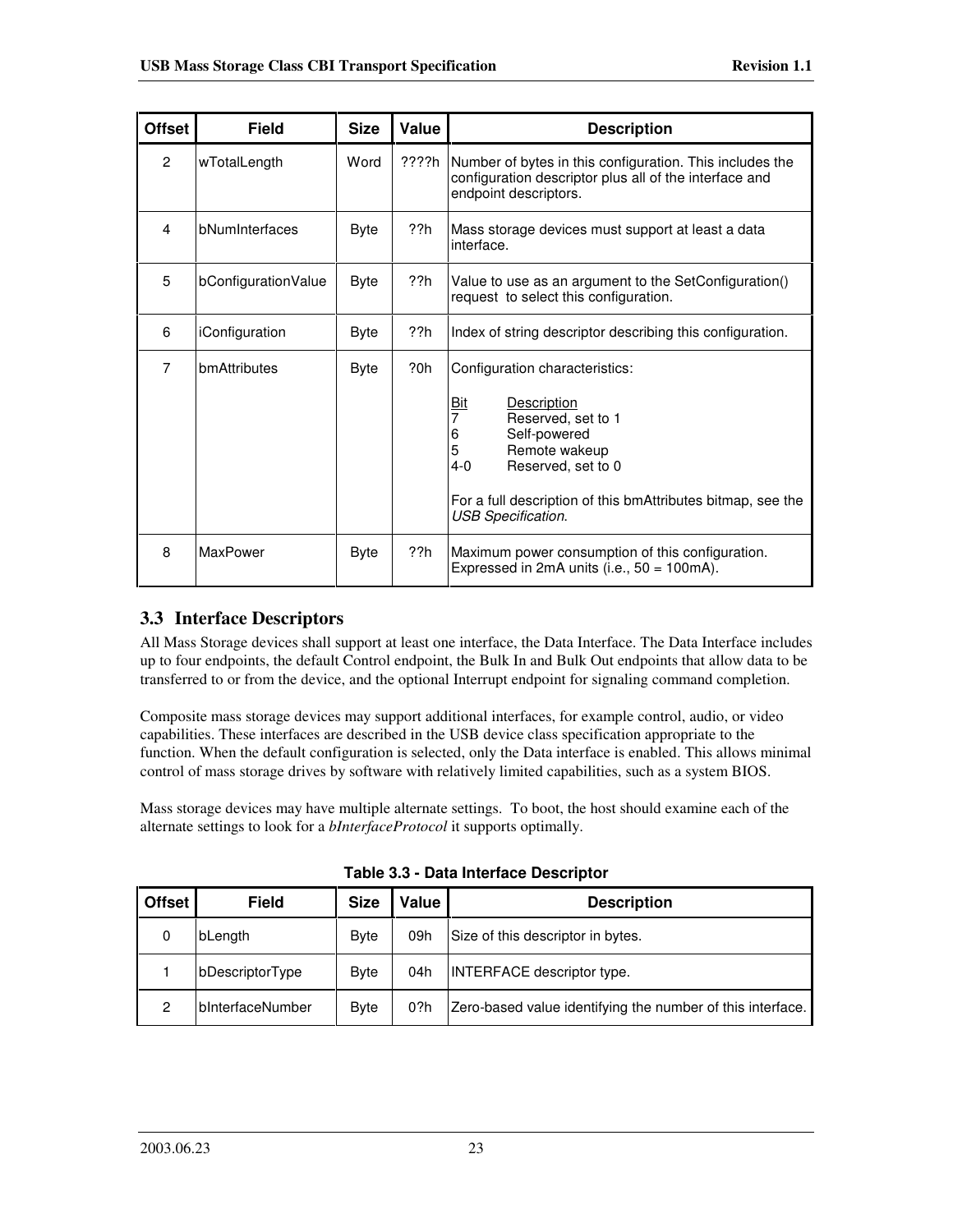| Offset | Field | Size | Value | Description |
|---|---|---|---|---|
| 2 | wTotalLength | Word | ????h | Number of bytes in this configuration. This includes the configuration descriptor plus all of the interface and endpoint descriptors. |
| 4 | bNumInterfaces | Byte | ??h | Mass storage devices must support at least a data interface. |
| 5 | bConfigurationValue | Byte | ??h | Value to use as an argument to the SetConfiguration() request to select this configuration. |
| 6 | iConfiguration | Byte | ??h | Index of string descriptor describing this configuration. |
| 7 | bmAttributes | Byte | ?0h | Configuration characteristics:<br><br>Bit Description<br>7 Reserved, set to 1<br>6 Self-powered<br>5 Remote wakeup<br>4-0 Reserved, set to 0<br><br>For a full description of this bmAttributes bitmap, see the *USB Specification*. |
| 8 | MaxPower | Byte | ??h | Maximum power consumption of this configuration. Expressed in 2mA units (i.e., 50 = 100mA). |

## 3.3 Interface Descriptors

All Mass Storage devices shall support at least one interface, the Data Interface. The Data Interface includes up to four endpoints, the default Control endpoint, the Bulk In and Bulk Out endpoints that allow data to be transferred to or from the device, and the optional Interrupt endpoint for signaling command completion.

Composite mass storage devices may support additional interfaces, for example control, audio, or video capabilities. These interfaces are described in the USB device class specification appropriate to the function. When the default configuration is selected, only the Data interface is enabled. This allows minimal control of mass storage drives by software with relatively limited capabilities, such as a system BIOS.

Mass storage devices may have multiple alternate settings. To boot, the host should examine each of the alternate settings to look for a *bInterfaceProtocol* it supports optimally.

**Table 3.3 - Data Interface Descriptor**

| Offset | Field | Size | Value | Description |
|---|---|---|---|---|
| 0 | bLength | Byte | 09h | Size of this descriptor in bytes. |
| 1 | bDescriptorType | Byte | 04h | INTERFACE descriptor type. |
| 2 | bInterfaceNumber | Byte | 0?h | Zero-based value identifying the number of this interface. |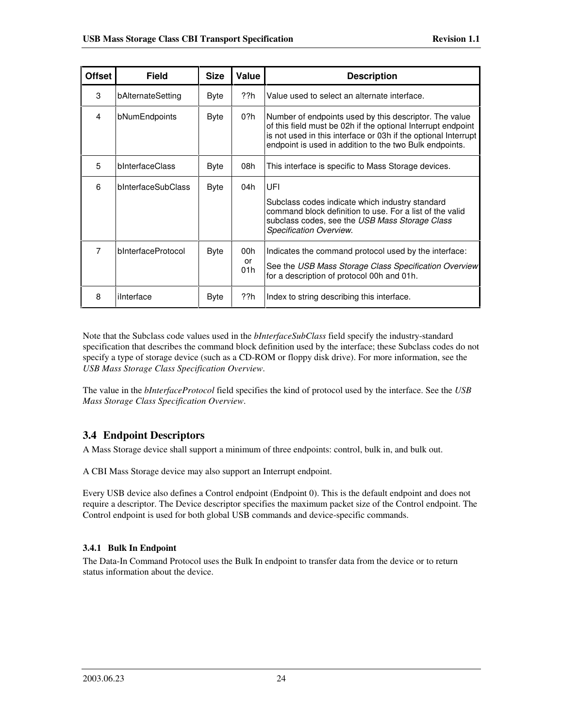| Offset | Field | Size | Value | Description |
|---|---|---|---|---|
| 3 | bAlternateSetting | Byte | ??h | Value used to select an alternate interface. |
| 4 | bNumEndpoints | Byte | 0?h | Number of endpoints used by this descriptor. The value of this field must be 02h if the optional Interrupt endpoint is not used in this interface or 03h if the optional Interrupt endpoint is used in addition to the two Bulk endpoints. |
| 5 | bInterfaceClass | Byte | 08h | This interface is specific to Mass Storage devices. |
| 6 | bInterfaceSubClass | Byte | 04h | UFI<br><br>Subclass codes indicate which industry standard command block definition to use. For a list of the valid subclass codes, see the *USB Mass Storage Class Specification Overview*. |
| 7 | bInterfaceProtocol | Byte | 00h or 01h | Indicates the command protocol used by the interface:<br><br>See the *USB Mass Storage Class Specification Overview* for a description of protocol 00h and 01h. |
| 8 | iInterface | Byte | ??h | Index to string describing this interface. |

Note that the Subclass code values used in the *bInterfaceSubClass* field specify the industry-standard specification that describes the command block definition used by the interface; these Subclass codes do not specify a type of storage device (such as a CD-ROM or floppy disk drive). For more information, see the *USB Mass Storage Class Specification Overview*.

The value in the *bInterfaceProtocol* field specifies the kind of protocol used by the interface. See the *USB Mass Storage Class Specification Overview*.

## 3.4 Endpoint Descriptors

A Mass Storage device shall support a minimum of three endpoints: control, bulk in, and bulk out.

A CBI Mass Storage device may also support an Interrupt endpoint.

Every USB device also defines a Control endpoint (Endpoint 0). This is the default endpoint and does not require a descriptor. The Device descriptor specifies the maximum packet size of the Control endpoint. The Control endpoint is used for both global USB commands and device-specific commands.

### 3.4.1 Bulk In Endpoint

The Data-In Command Protocol uses the Bulk In endpoint to transfer data from the device or to return status information about the device.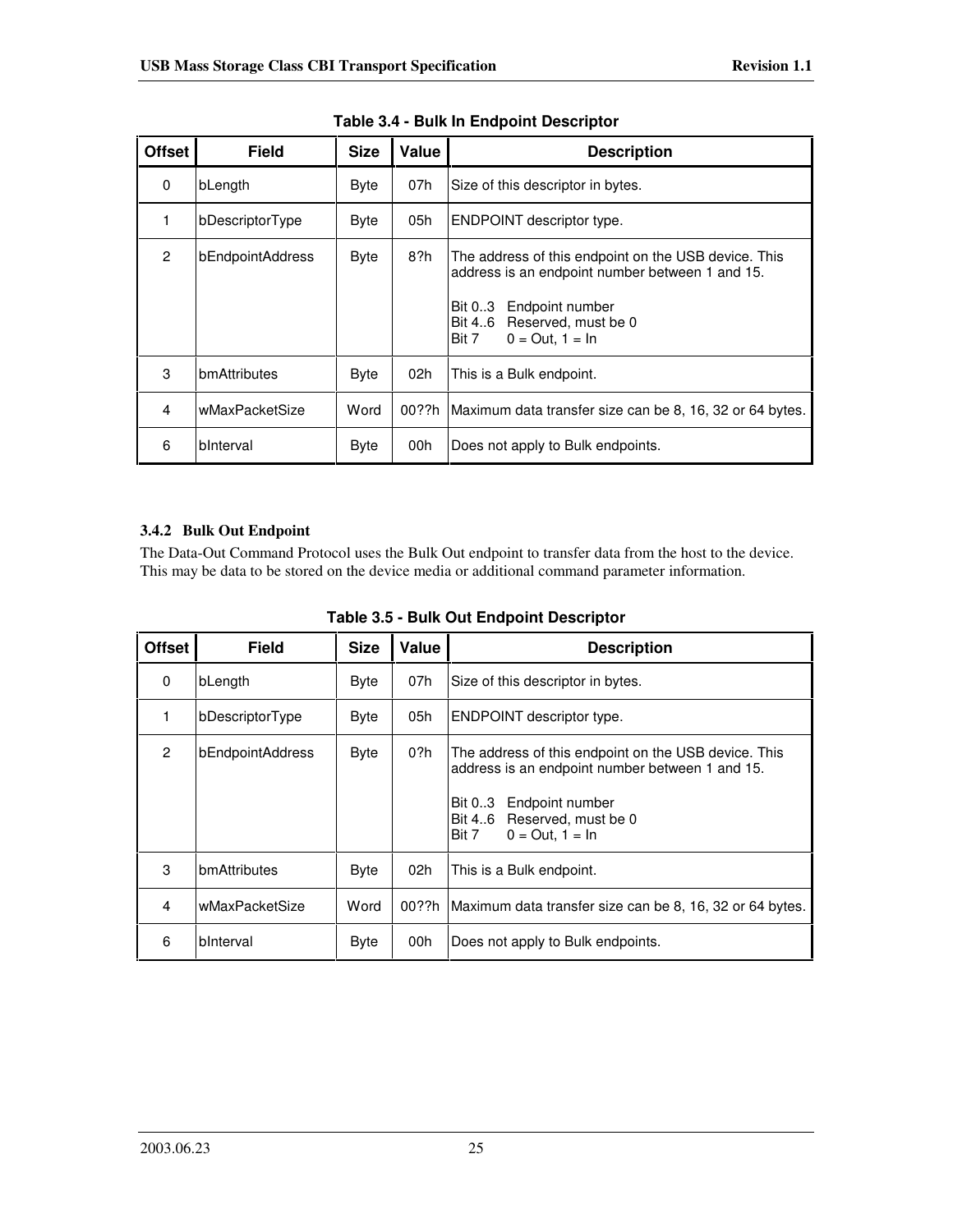**Table 3.4 - Bulk In Endpoint Descriptor**

| Offset | Field | Size | Value | Description |
|---|---|---|---|---|
| 0 | bLength | Byte | 07h | Size of this descriptor in bytes. |
| 1 | bDescriptorType | Byte | 05h | ENDPOINT descriptor type. |
| 2 | bEndpointAddress | Byte | 8?h | The address of this endpoint on the USB device. This address is an endpoint number between 1 and 15.<br><br>Bit 0..3 Endpoint number<br>Bit 4..6 Reserved, must be 0<br>Bit 7 0 = Out, 1 = In |
| 3 | bmAttributes | Byte | 02h | This is a Bulk endpoint. |
| 4 | wMaxPacketSize | Word | 00??h | Maximum data transfer size can be 8, 16, 32 or 64 bytes. |
| 6 | bInterval | Byte | 00h | Does not apply to Bulk endpoints. |

### 3.4.2 Bulk Out Endpoint

The Data-Out Command Protocol uses the Bulk Out endpoint to transfer data from the host to the device. This may be data to be stored on the device media or additional command parameter information.

**Table 3.5 - Bulk Out Endpoint Descriptor**

| Offset | Field | Size | Value | Description |
|---|---|---|---|---|
| 0 | bLength | Byte | 07h | Size of this descriptor in bytes. |
| 1 | bDescriptorType | Byte | 05h | ENDPOINT descriptor type. |
| 2 | bEndpointAddress | Byte | 0?h | The address of this endpoint on the USB device. This address is an endpoint number between 1 and 15.<br><br>Bit 0..3 Endpoint number<br>Bit 4..6 Reserved, must be 0<br>Bit 7 0 = Out, 1 = In |
| 3 | bmAttributes | Byte | 02h | This is a Bulk endpoint. |
| 4 | wMaxPacketSize | Word | 00??h | Maximum data transfer size can be 8, 16, 32 or 64 bytes. |
| 6 | bInterval | Byte | 00h | Does not apply to Bulk endpoints. |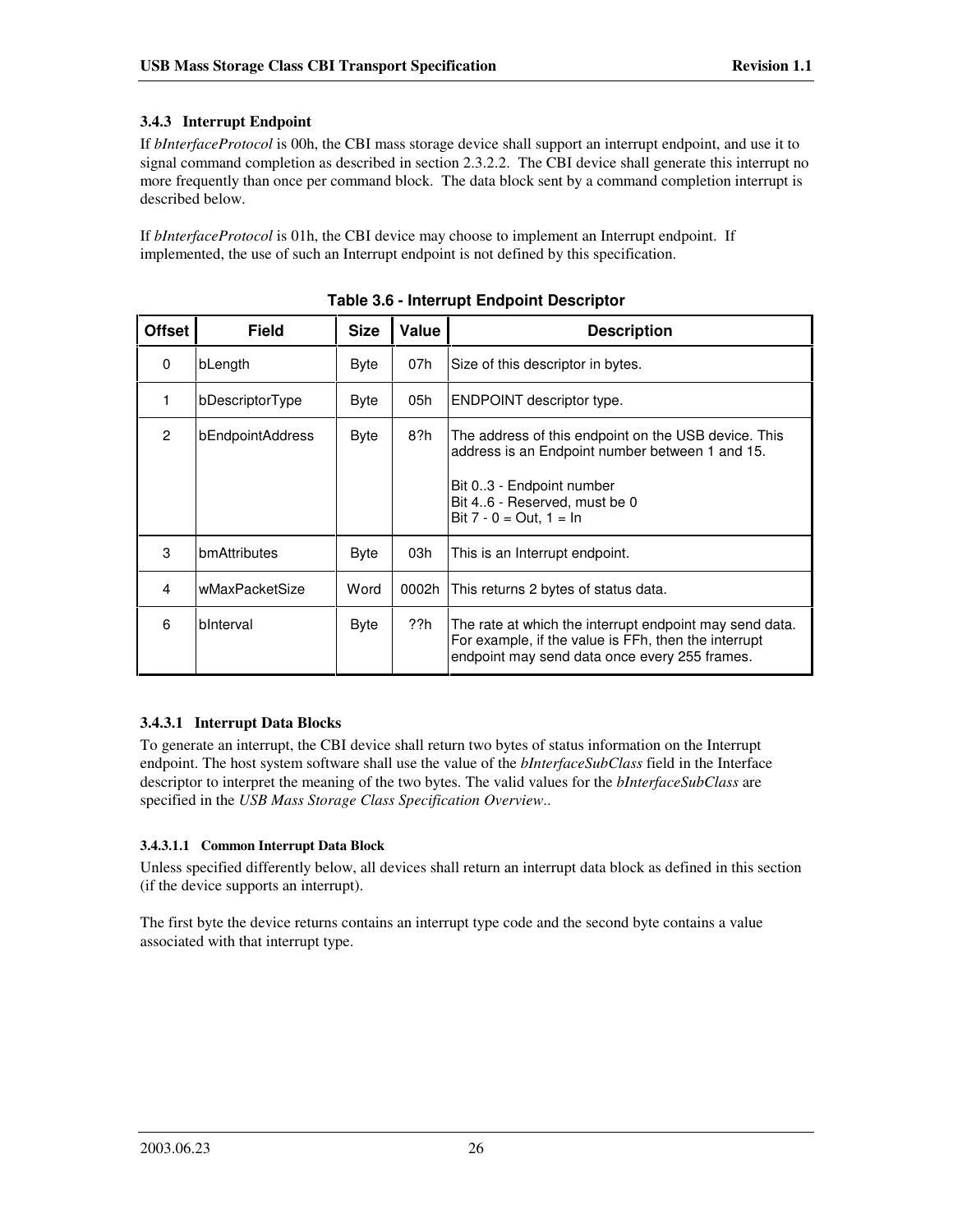### 3.4.3 Interrupt Endpoint

If *bInterfaceProtocol* is 00h, the CBI mass storage device shall support an interrupt endpoint, and use it to signal command completion as described in section 2.3.2.2. The CBI device shall generate this interrupt no more frequently than once per command block. The data block sent by a command completion interrupt is described below.

If *bInterfaceProtocol* is 01h, the CBI device may choose to implement an Interrupt endpoint. If implemented, the use of such an Interrupt endpoint is not defined by this specification.

**Table 3.6 - Interrupt Endpoint Descriptor**

| Offset | Field | Size | Value | Description |
|---|---|---|---|---|
| 0 | bLength | Byte | 07h | Size of this descriptor in bytes. |
| 1 | bDescriptorType | Byte | 05h | ENDPOINT descriptor type. |
| 2 | bEndpointAddress | Byte | 8?h | The address of this endpoint on the USB device. This address is an Endpoint number between 1 and 15.<br><br>Bit 0..3 - Endpoint number<br>Bit 4..6 - Reserved, must be 0<br>Bit 7 - 0 = Out, 1 = In |
| 3 | bmAttributes | Byte | 03h | This is an Interrupt endpoint. |
| 4 | wMaxPacketSize | Word | 0002h | This returns 2 bytes of status data. |
| 6 | bInterval | Byte | ??h | The rate at which the interrupt endpoint may send data. For example, if the value is FFh, then the interrupt endpoint may send data once every 255 frames. |

#### 3.4.3.1 Interrupt Data Blocks

To generate an interrupt, the CBI device shall return two bytes of status information on the Interrupt endpoint. The host system software shall use the value of the *bInterfaceSubClass* field in the Interface descriptor to interpret the meaning of the two bytes. The valid values for the *bInterfaceSubClass* are specified in the *USB Mass Storage Class Specification Overview*..

##### 3.4.3.1.1 Common Interrupt Data Block

Unless specified differently below, all devices shall return an interrupt data block as defined in this section (if the device supports an interrupt).

The first byte the device returns contains an interrupt type code and the second byte contains a value associated with that interrupt type.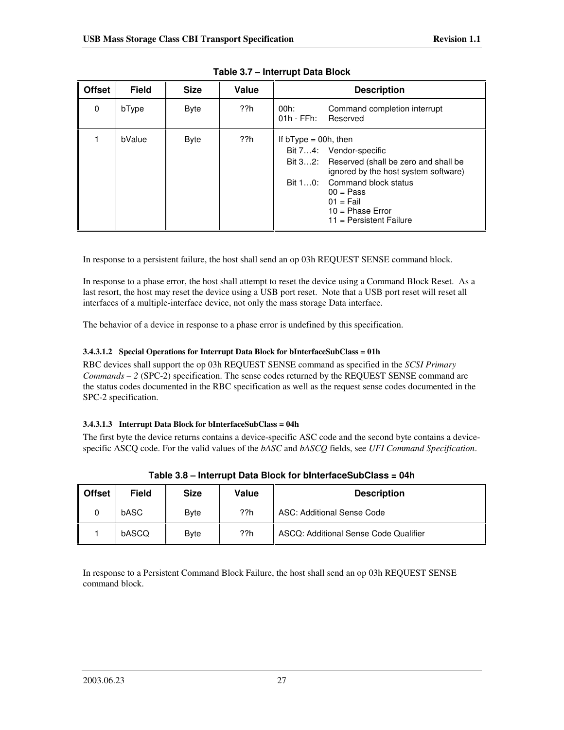**Table 3.7 – Interrupt Data Block**

| Offset | Field | Size | Value | Description |
|---|---|---|---|---|
| 0 | bType | Byte | ??h | 00h: Command completion interrupt<br>01h - FFh: Reserved |
| 1 | bValue | Byte | ??h | If bType = 00h, then<br>Bit 7…4: Vendor-specific<br>Bit 3…2: Reserved (shall be zero and shall be ignored by the host system software)<br>Bit 1…0: Command block status<br>00 = Pass<br>01 = Fail<br>10 = Phase Error<br>11 = Persistent Failure |

In response to a persistent failure, the host shall send an op 03h REQUEST SENSE command block.

In response to a phase error, the host shall attempt to reset the device using a Command Block Reset. As a last resort, the host may reset the device using a USB port reset. Note that a USB port reset will reset all interfaces of a multiple-interface device, not only the mass storage Data interface.

The behavior of a device in response to a phase error is undefined by this specification.

##### 3.4.3.1.2 Special Operations for Interrupt Data Block for bInterfaceSubClass = 01h

RBC devices shall support the op 03h REQUEST SENSE command as specified in the *SCSI Primary Commands – 2* (SPC-2) specification. The sense codes returned by the REQUEST SENSE command are the status codes documented in the RBC specification as well as the request sense codes documented in the SPC-2 specification.

##### 3.4.3.1.3 Interrupt Data Block for bInterfaceSubClass = 04h

The first byte the device returns contains a device-specific ASC code and the second byte contains a device-specific ASCQ code. For the valid values of the *bASC* and *bASCQ* fields, see *UFI Command Specification*.

**Table 3.8 – Interrupt Data Block for bInterfaceSubClass = 04h**

| Offset | Field | Size | Value | Description |
|---|---|---|---|---|
| 0 | bASC | Byte | ??h | ASC: Additional Sense Code |
| 1 | bASCQ | Byte | ??h | ASCQ: Additional Sense Code Qualifier |

In response to a Persistent Command Block Failure, the host shall send an op 03h REQUEST SENSE command block.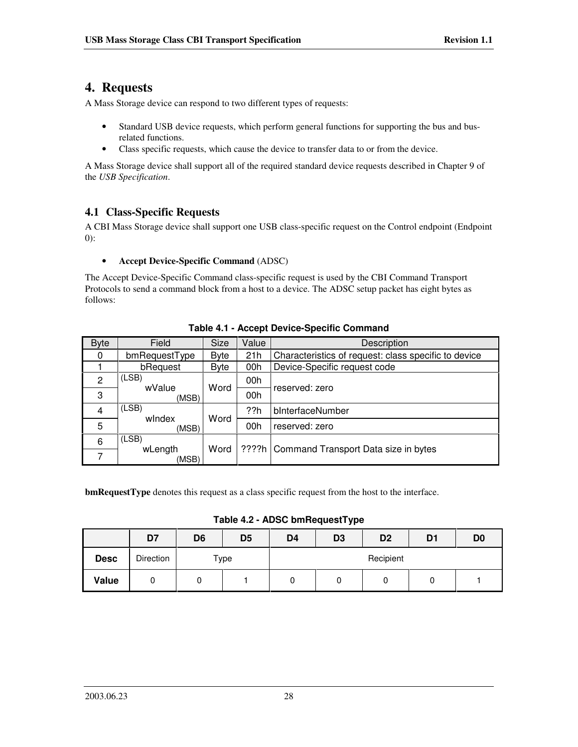# 4. Requests

A Mass Storage device can respond to two different types of requests:

- Standard USB device requests, which perform general functions for supporting the bus and bus-related functions.
- Class specific requests, which cause the device to transfer data to or from the device.

A Mass Storage device shall support all of the required standard device requests described in Chapter 9 of the *USB Specification*.

## 4.1 Class-Specific Requests

A CBI Mass Storage device shall support one USB class-specific request on the Control endpoint (Endpoint 0):

- **Accept Device-Specific Command** (ADSC)

The Accept Device-Specific Command class-specific request is used by the CBI Command Transport Protocols to send a command block from a host to a device. The ADSC setup packet has eight bytes as follows:

**Table 4.1 - Accept Device-Specific Command**

| Byte | Field | Size | Value | Description |
|---|---|---|---|---|
| 0 | bmRequestType | Byte | 21h | Characteristics of request: class specific to device |
| 1 | bRequest | Byte | 00h | Device-Specific request code |
| 2 | (LSB) wValue | Word | 00h | reserved: zero |
| 3 | (MSB) | | 00h | |
| 4 | (LSB) wIndex | Word | ??h | bInterfaceNumber |
| 5 | (MSB) | | 00h | reserved: zero |
| 6 | (LSB) wLength | Word | ????h | Command Transport Data size in bytes |
| 7 | (MSB) | | | |

**bmRequestType** denotes this request as a class specific request from the host to the interface.

**Table 4.2 - ADSC bmRequestType**

| | D7 | D6 | D5 | D4 | D3 | D2 | D1 | D0 |
|---|---|---|---|---|---|---|---|---|
| **Desc** | Direction | Type | | Recipient | | | | |
| **Value** | 0 | 0 | 1 | 0 | 0 | 0 | 0 | 1 |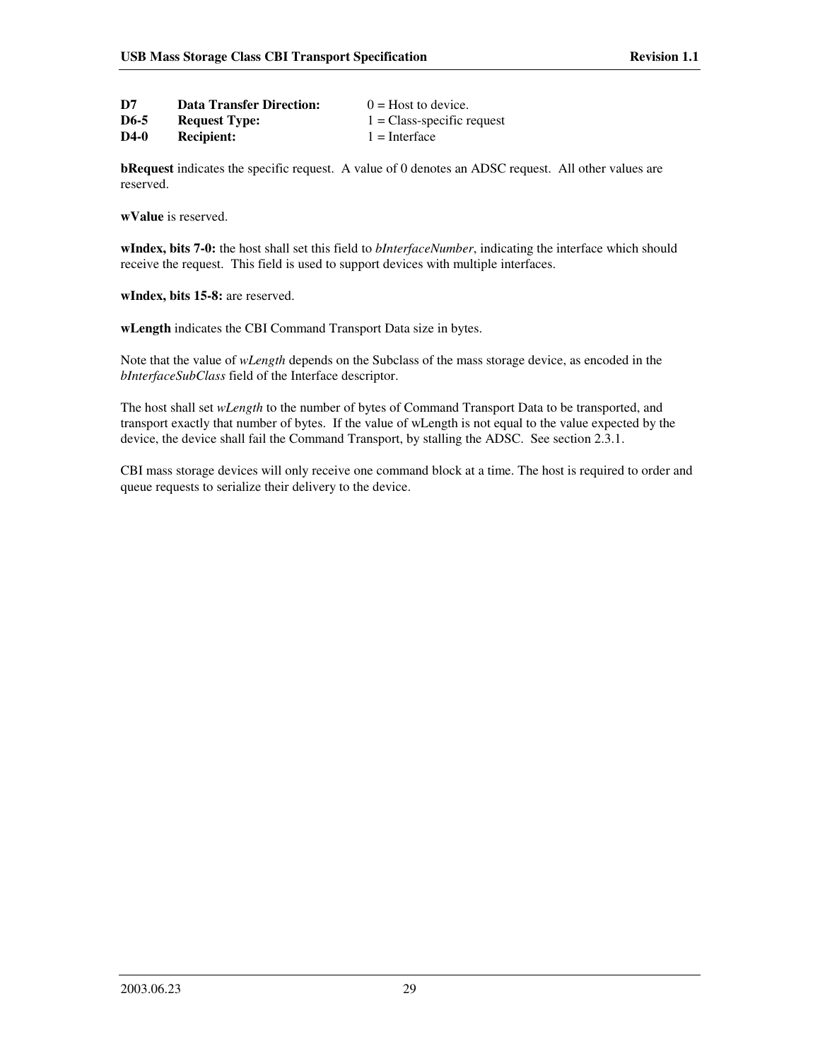| | | |
|---|---|---|
| **D7** | **Data Transfer Direction:** | 0 = Host to device. |
| **D6-5** | **Request Type:** | 1 = Class-specific request |
| **D4-0** | **Recipient:** | 1 = Interface |

**bRequest** indicates the specific request. A value of 0 denotes an ADSC request. All other values are reserved.

**wValue** is reserved.

**wIndex, bits 7-0:** the host shall set this field to *bInterfaceNumber*, indicating the interface which should receive the request. This field is used to support devices with multiple interfaces.

**wIndex, bits 15-8:** are reserved.

**wLength** indicates the CBI Command Transport Data size in bytes.

Note that the value of *wLength* depends on the Subclass of the mass storage device, as encoded in the *bInterfaceSubClass* field of the Interface descriptor.

The host shall set *wLength* to the number of bytes of Command Transport Data to be transported, and transport exactly that number of bytes. If the value of wLength is not equal to the value expected by the device, the device shall fail the Command Transport, by stalling the ADSC. See section 2.3.1.

CBI mass storage devices will only receive one command block at a time. The host is required to order and queue requests to serialize their delivery to the device.